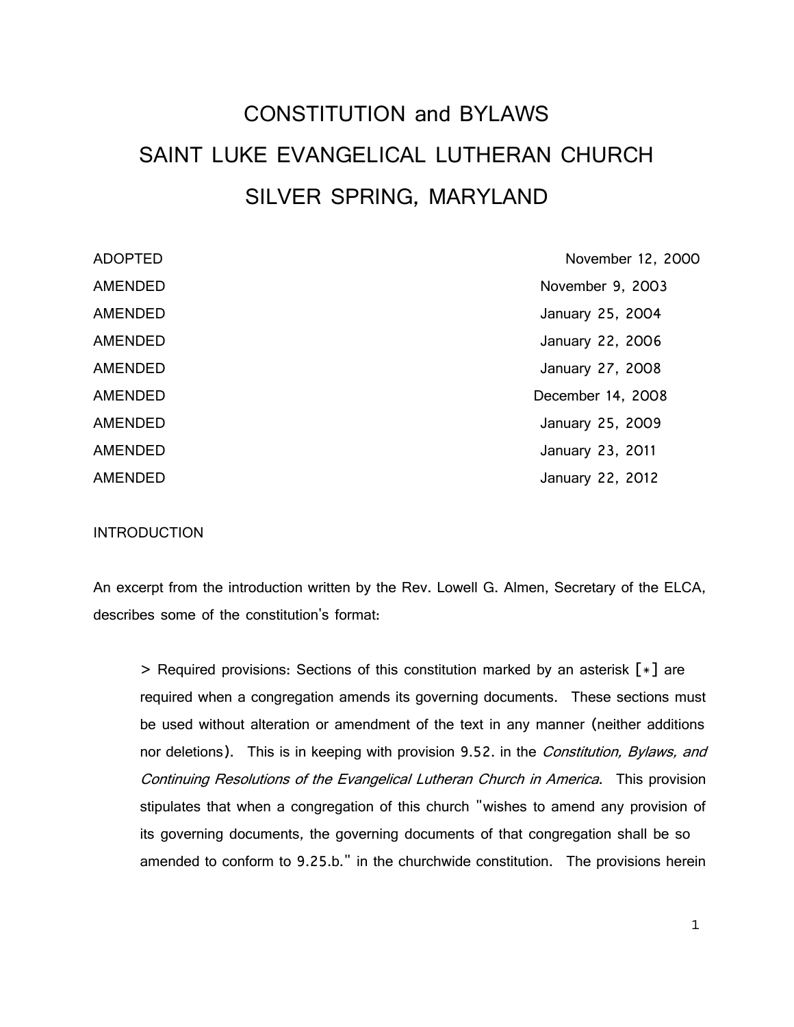# CONSTITUTION and BYLAWS
# SAINT LUKE EVANGELICAL LUTHERAN CHURCH
# SILVER SPRING, MARYLAND

| | |
|---|---|
| ADOPTED | November 12, 2000 |
| AMENDED | November 9, 2003 |
| AMENDED | January 25, 2004 |
| AMENDED | January 22, 2006 |
| AMENDED | January 27, 2008 |
| AMENDED | December 14, 2008 |
| AMENDED | January 25, 2009 |
| AMENDED | January 23, 2011 |
| AMENDED | January 22, 2012 |

INTRODUCTION

An excerpt from the introduction written by the Rev. Lowell G. Almen, Secretary of the ELCA, describes some of the constitution's format:

> Required provisions: Sections of this constitution marked by an asterisk [*] are required when a congregation amends its governing documents. These sections must be used without alteration or amendment of the text in any manner (neither additions nor deletions). This is in keeping with provision 9.52. in the *Constitution, Bylaws, and Continuing Resolutions of the Evangelical Lutheran Church in America*. This provision stipulates that when a congregation of this church "wishes to amend any provision of its governing documents, the governing documents of that congregation shall be so amended to conform to 9.25.b." in the churchwide constitution. The provisions herein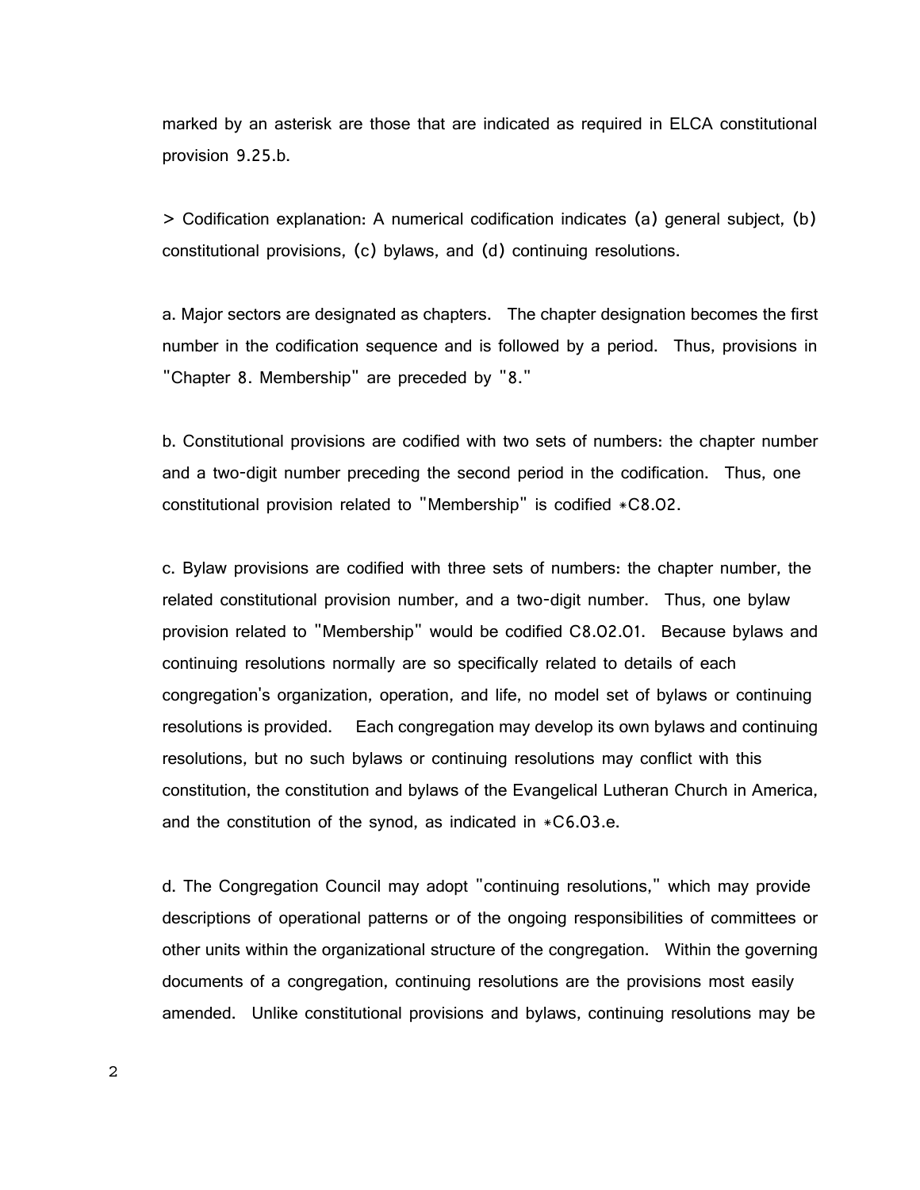marked by an asterisk are those that are indicated as required in ELCA constitutional provision 9.25.b.

> Codification explanation: A numerical codification indicates (a) general subject, (b) constitutional provisions, (c) bylaws, and (d) continuing resolutions.

a. Major sectors are designated as chapters. The chapter designation becomes the first number in the codification sequence and is followed by a period. Thus, provisions in "Chapter 8. Membership" are preceded by "8."

b. Constitutional provisions are codified with two sets of numbers: the chapter number and a two-digit number preceding the second period in the codification. Thus, one constitutional provision related to "Membership" is codified *C8.02.

c. Bylaw provisions are codified with three sets of numbers: the chapter number, the related constitutional provision number, and a two-digit number. Thus, one bylaw provision related to "Membership" would be codified C8.02.01. Because bylaws and continuing resolutions normally are so specifically related to details of each congregation's organization, operation, and life, no model set of bylaws or continuing resolutions is provided. Each congregation may develop its own bylaws and continuing resolutions, but no such bylaws or continuing resolutions may conflict with this constitution, the constitution and bylaws of the Evangelical Lutheran Church in America, and the constitution of the synod, as indicated in *C6.03.e.

d. The Congregation Council may adopt "continuing resolutions," which may provide descriptions of operational patterns or of the ongoing responsibilities of committees or other units within the organizational structure of the congregation. Within the governing documents of a congregation, continuing resolutions are the provisions most easily amended. Unlike constitutional provisions and bylaws, continuing resolutions may be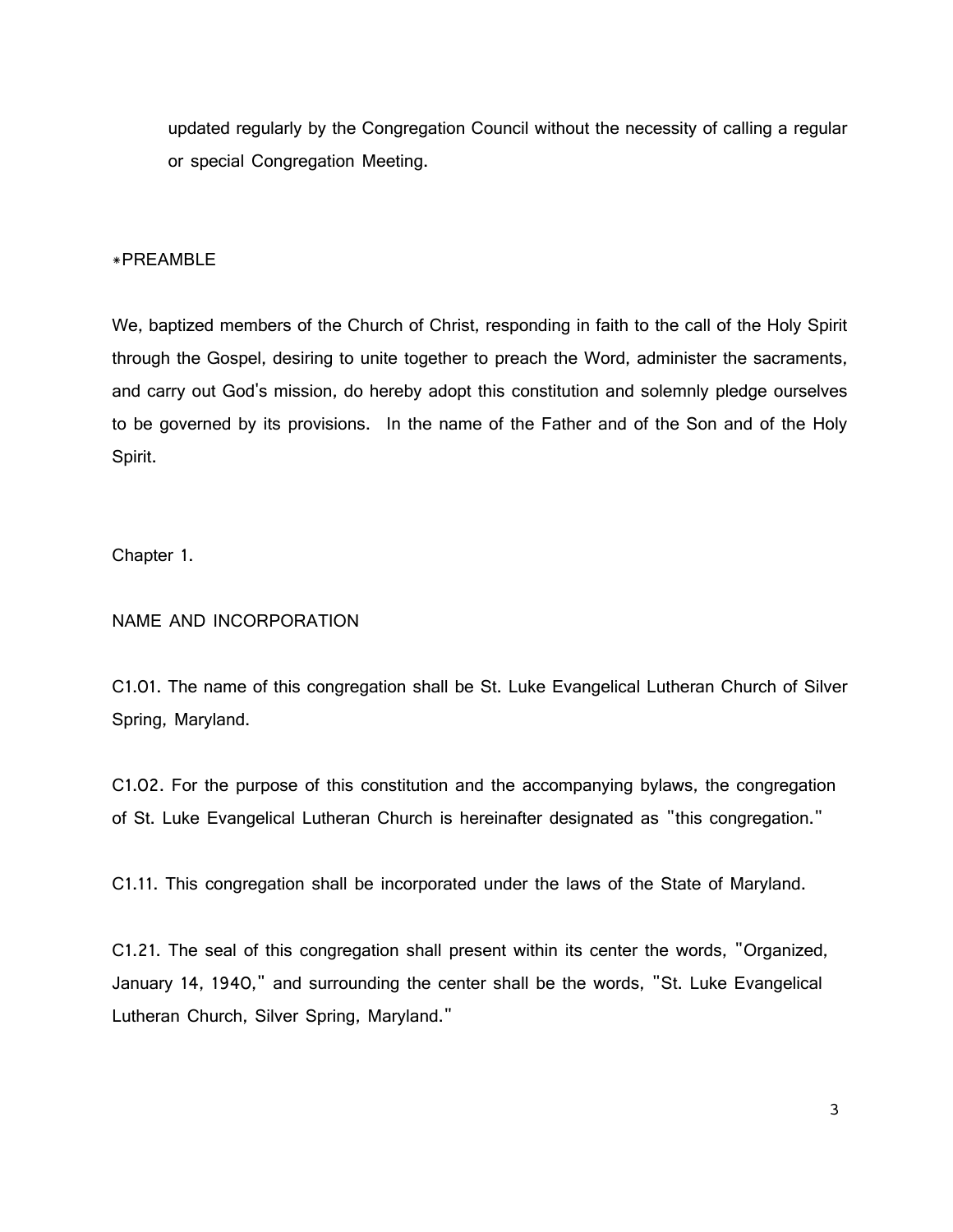updated regularly by the Congregation Council without the necessity of calling a regular or special Congregation Meeting.

*PREAMBLE

We, baptized members of the Church of Christ, responding in faith to the call of the Holy Spirit through the Gospel, desiring to unite together to preach the Word, administer the sacraments, and carry out God's mission, do hereby adopt this constitution and solemnly pledge ourselves to be governed by its provisions. In the name of the Father and of the Son and of the Holy Spirit.

Chapter 1.

NAME AND INCORPORATION

C1.01. The name of this congregation shall be St. Luke Evangelical Lutheran Church of Silver Spring, Maryland.

C1.02. For the purpose of this constitution and the accompanying bylaws, the congregation of St. Luke Evangelical Lutheran Church is hereinafter designated as "this congregation."

C1.11. This congregation shall be incorporated under the laws of the State of Maryland.

C1.21. The seal of this congregation shall present within its center the words, "Organized, January 14, 1940," and surrounding the center shall be the words, "St. Luke Evangelical Lutheran Church, Silver Spring, Maryland."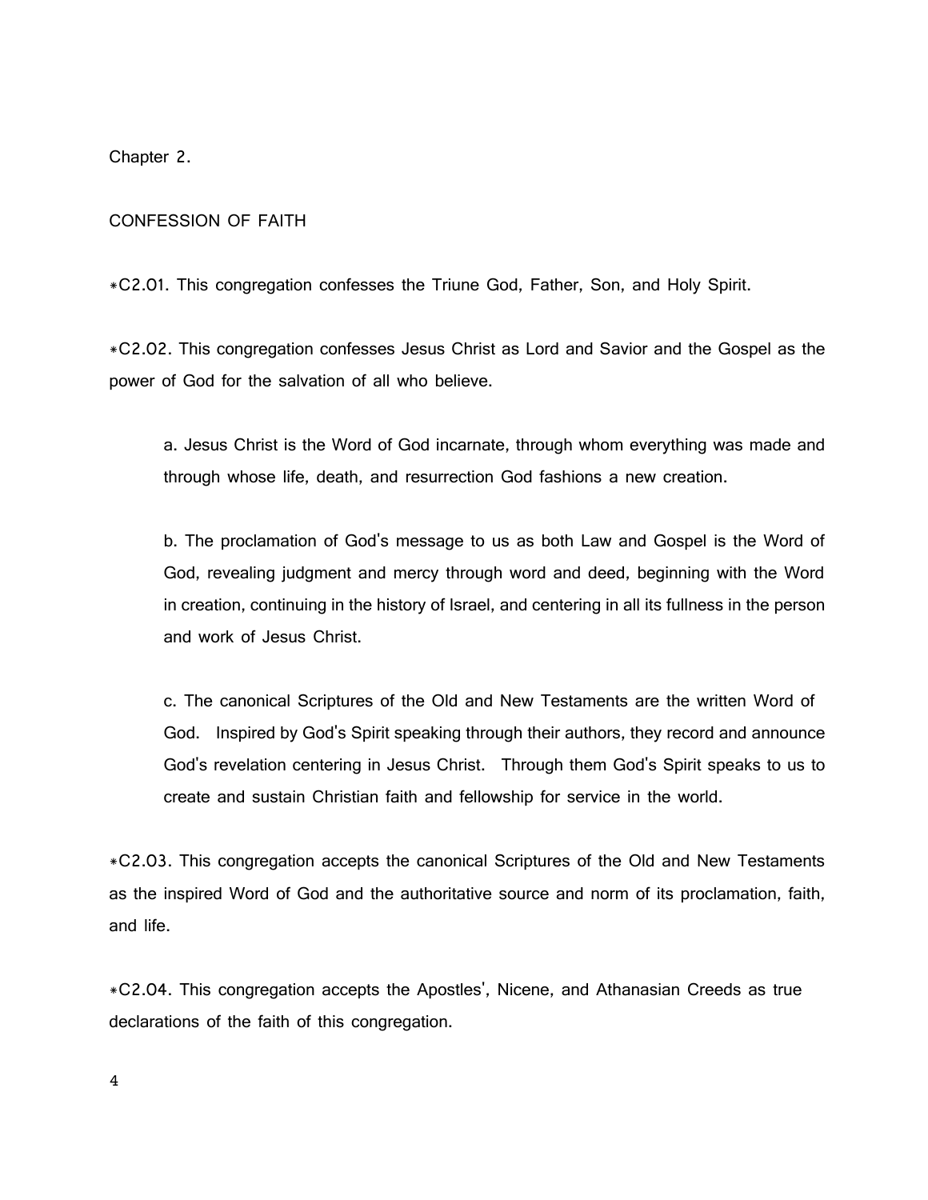## Chapter 2.

## CONFESSION OF FAITH

*C2.01. This congregation confesses the Triune God, Father, Son, and Holy Spirit.

*C2.02. This congregation confesses Jesus Christ as Lord and Savior and the Gospel as the power of God for the salvation of all who believe.

a. Jesus Christ is the Word of God incarnate, through whom everything was made and through whose life, death, and resurrection God fashions a new creation.

b. The proclamation of God's message to us as both Law and Gospel is the Word of God, revealing judgment and mercy through word and deed, beginning with the Word in creation, continuing in the history of Israel, and centering in all its fullness in the person and work of Jesus Christ.

c. The canonical Scriptures of the Old and New Testaments are the written Word of God. Inspired by God's Spirit speaking through their authors, they record and announce God's revelation centering in Jesus Christ. Through them God's Spirit speaks to us to create and sustain Christian faith and fellowship for service in the world.

*C2.03. This congregation accepts the canonical Scriptures of the Old and New Testaments as the inspired Word of God and the authoritative source and norm of its proclamation, faith, and life.

*C2.04. This congregation accepts the Apostles', Nicene, and Athanasian Creeds as true declarations of the faith of this congregation.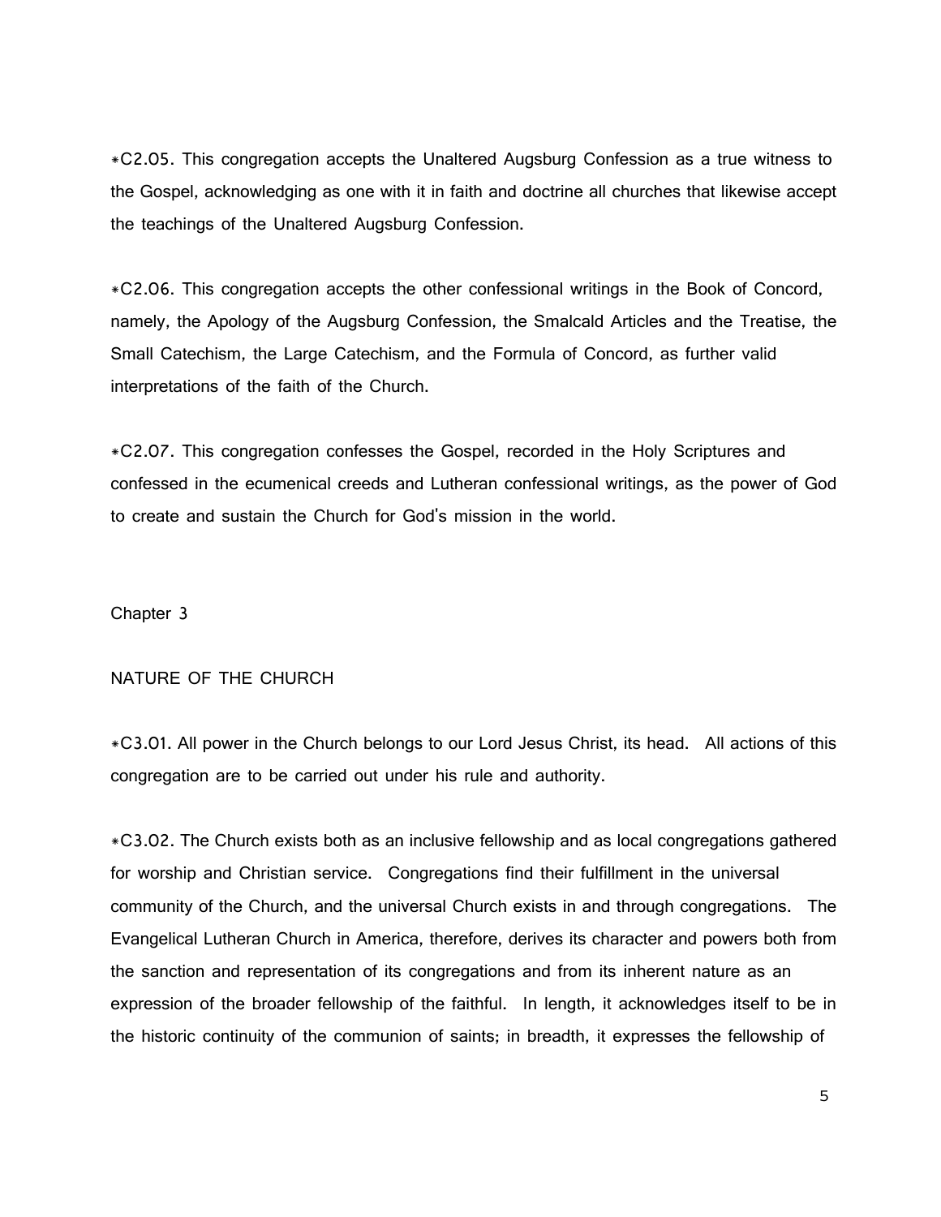*C2.05. This congregation accepts the Unaltered Augsburg Confession as a true witness to the Gospel, acknowledging as one with it in faith and doctrine all churches that likewise accept the teachings of the Unaltered Augsburg Confession.

*C2.06. This congregation accepts the other confessional writings in the Book of Concord, namely, the Apology of the Augsburg Confession, the Smalcald Articles and the Treatise, the Small Catechism, the Large Catechism, and the Formula of Concord, as further valid interpretations of the faith of the Church.

*C2.07. This congregation confesses the Gospel, recorded in the Holy Scriptures and confessed in the ecumenical creeds and Lutheran confessional writings, as the power of God to create and sustain the Church for God's mission in the world.

## Chapter 3

## NATURE OF THE CHURCH

*C3.01. All power in the Church belongs to our Lord Jesus Christ, its head. All actions of this congregation are to be carried out under his rule and authority.

*C3.02. The Church exists both as an inclusive fellowship and as local congregations gathered for worship and Christian service. Congregations find their fulfillment in the universal community of the Church, and the universal Church exists in and through congregations. The Evangelical Lutheran Church in America, therefore, derives its character and powers both from the sanction and representation of its congregations and from its inherent nature as an expression of the broader fellowship of the faithful. In length, it acknowledges itself to be in the historic continuity of the communion of saints; in breadth, it expresses the fellowship of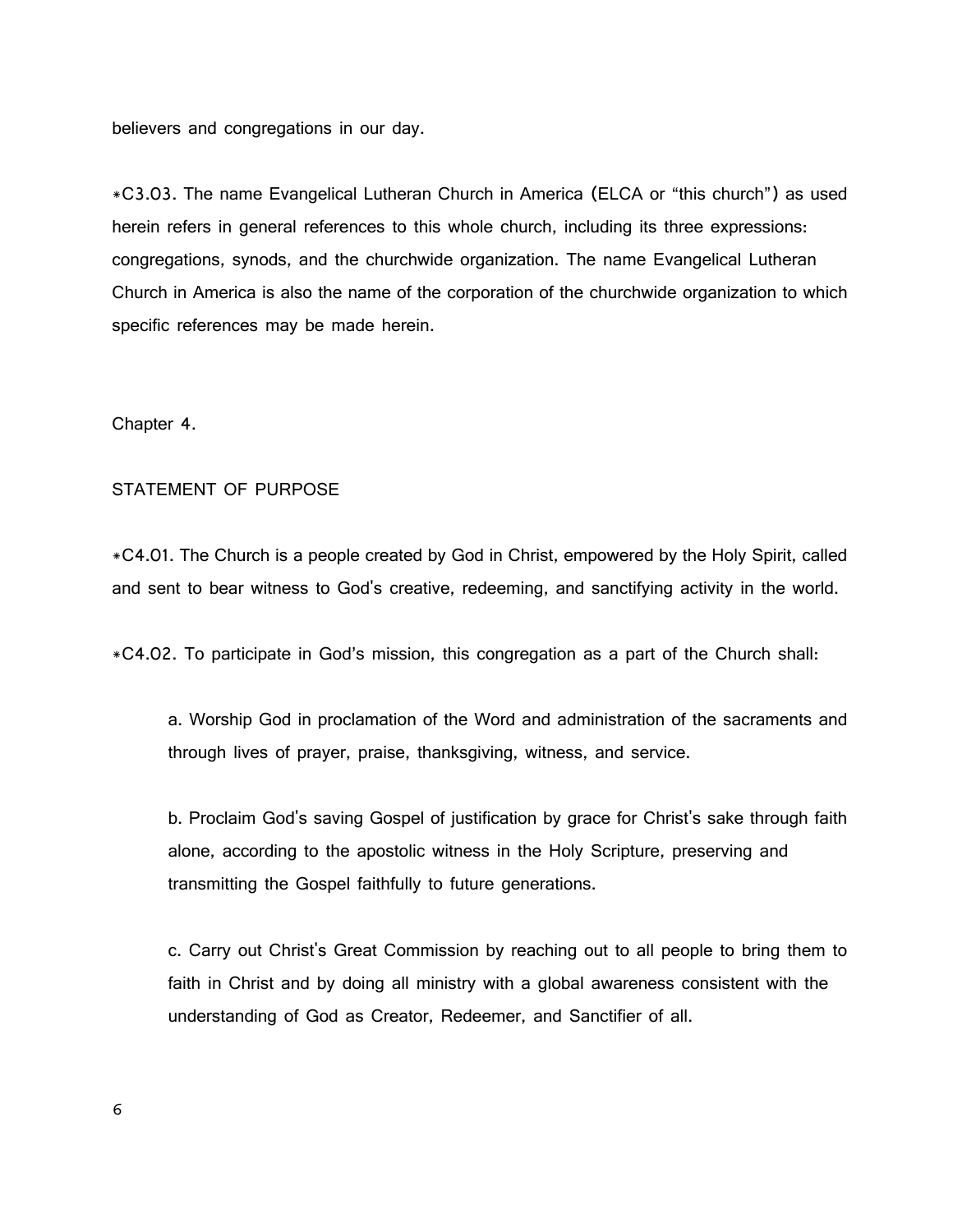believers and congregations in our day.

*C3.03. The name Evangelical Lutheran Church in America (ELCA or "this church") as used herein refers in general references to this whole church, including its three expressions: congregations, synods, and the churchwide organization. The name Evangelical Lutheran Church in America is also the name of the corporation of the churchwide organization to which specific references may be made herein.

Chapter 4.

STATEMENT OF PURPOSE

*C4.01. The Church is a people created by God in Christ, empowered by the Holy Spirit, called and sent to bear witness to God's creative, redeeming, and sanctifying activity in the world.

*C4.02. To participate in God's mission, this congregation as a part of the Church shall:

a. Worship God in proclamation of the Word and administration of the sacraments and through lives of prayer, praise, thanksgiving, witness, and service.

b. Proclaim God's saving Gospel of justification by grace for Christ's sake through faith alone, according to the apostolic witness in the Holy Scripture, preserving and transmitting the Gospel faithfully to future generations.

c. Carry out Christ's Great Commission by reaching out to all people to bring them to faith in Christ and by doing all ministry with a global awareness consistent with the understanding of God as Creator, Redeemer, and Sanctifier of all.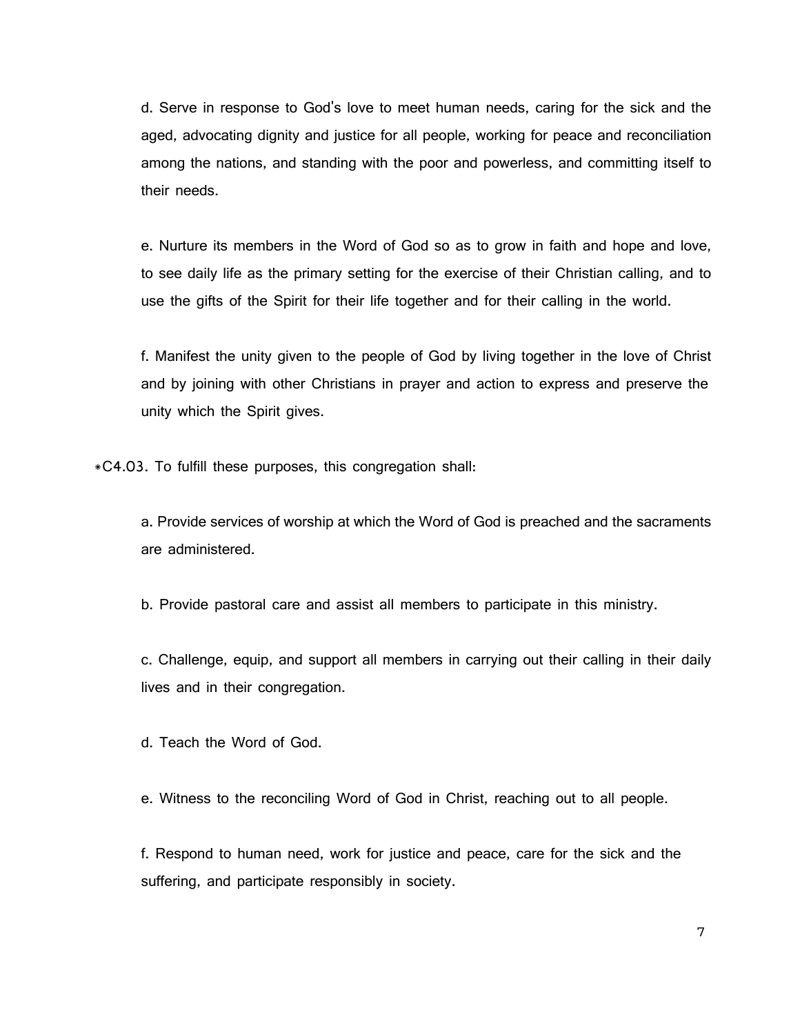d. Serve in response to God's love to meet human needs, caring for the sick and the aged, advocating dignity and justice for all people, working for peace and reconciliation among the nations, and standing with the poor and powerless, and committing itself to their needs.

e. Nurture its members in the Word of God so as to grow in faith and hope and love, to see daily life as the primary setting for the exercise of their Christian calling, and to use the gifts of the Spirit for their life together and for their calling in the world.

f. Manifest the unity given to the people of God by living together in the love of Christ and by joining with other Christians in prayer and action to express and preserve the unity which the Spirit gives.

*C4.03. To fulfill these purposes, this congregation shall:

a. Provide services of worship at which the Word of God is preached and the sacraments are administered.

b. Provide pastoral care and assist all members to participate in this ministry.

c. Challenge, equip, and support all members in carrying out their calling in their daily lives and in their congregation.

d. Teach the Word of God.

e. Witness to the reconciling Word of God in Christ, reaching out to all people.

f. Respond to human need, work for justice and peace, care for the sick and the suffering, and participate responsibly in society.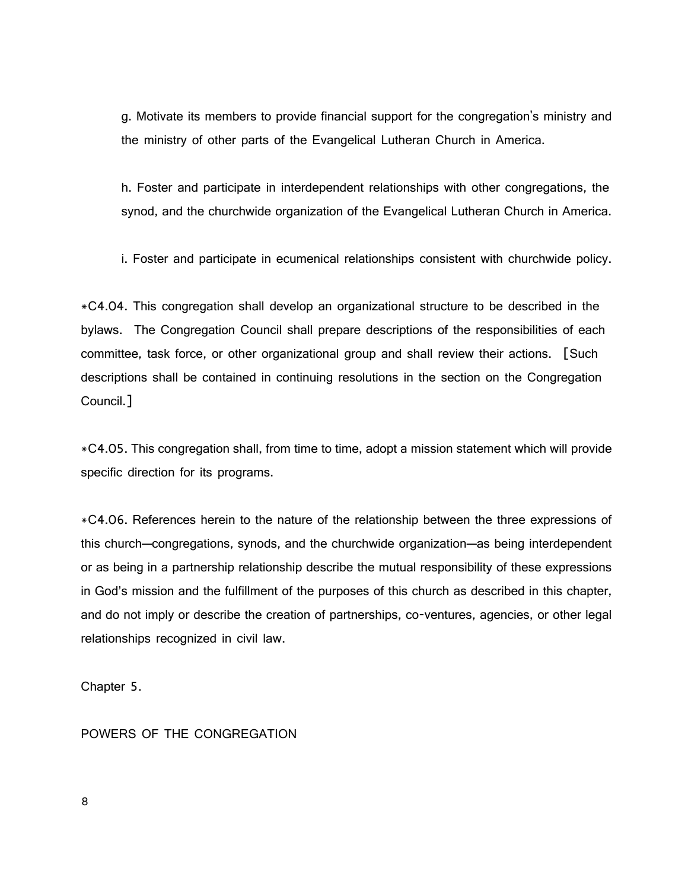g. Motivate its members to provide financial support for the congregation's ministry and the ministry of other parts of the Evangelical Lutheran Church in America.

h. Foster and participate in interdependent relationships with other congregations, the synod, and the churchwide organization of the Evangelical Lutheran Church in America.

i. Foster and participate in ecumenical relationships consistent with churchwide policy.

*C4.04. This congregation shall develop an organizational structure to be described in the bylaws. The Congregation Council shall prepare descriptions of the responsibilities of each committee, task force, or other organizational group and shall review their actions. [Such descriptions shall be contained in continuing resolutions in the section on the Congregation Council.]

*C4.05. This congregation shall, from time to time, adopt a mission statement which will provide specific direction for its programs.

*C4.06. References herein to the nature of the relationship between the three expressions of this church—congregations, synods, and the churchwide organization—as being interdependent or as being in a partnership relationship describe the mutual responsibility of these expressions in God's mission and the fulfillment of the purposes of this church as described in this chapter, and do not imply or describe the creation of partnerships, co-ventures, agencies, or other legal relationships recognized in civil law.

## Chapter 5.

## POWERS OF THE CONGREGATION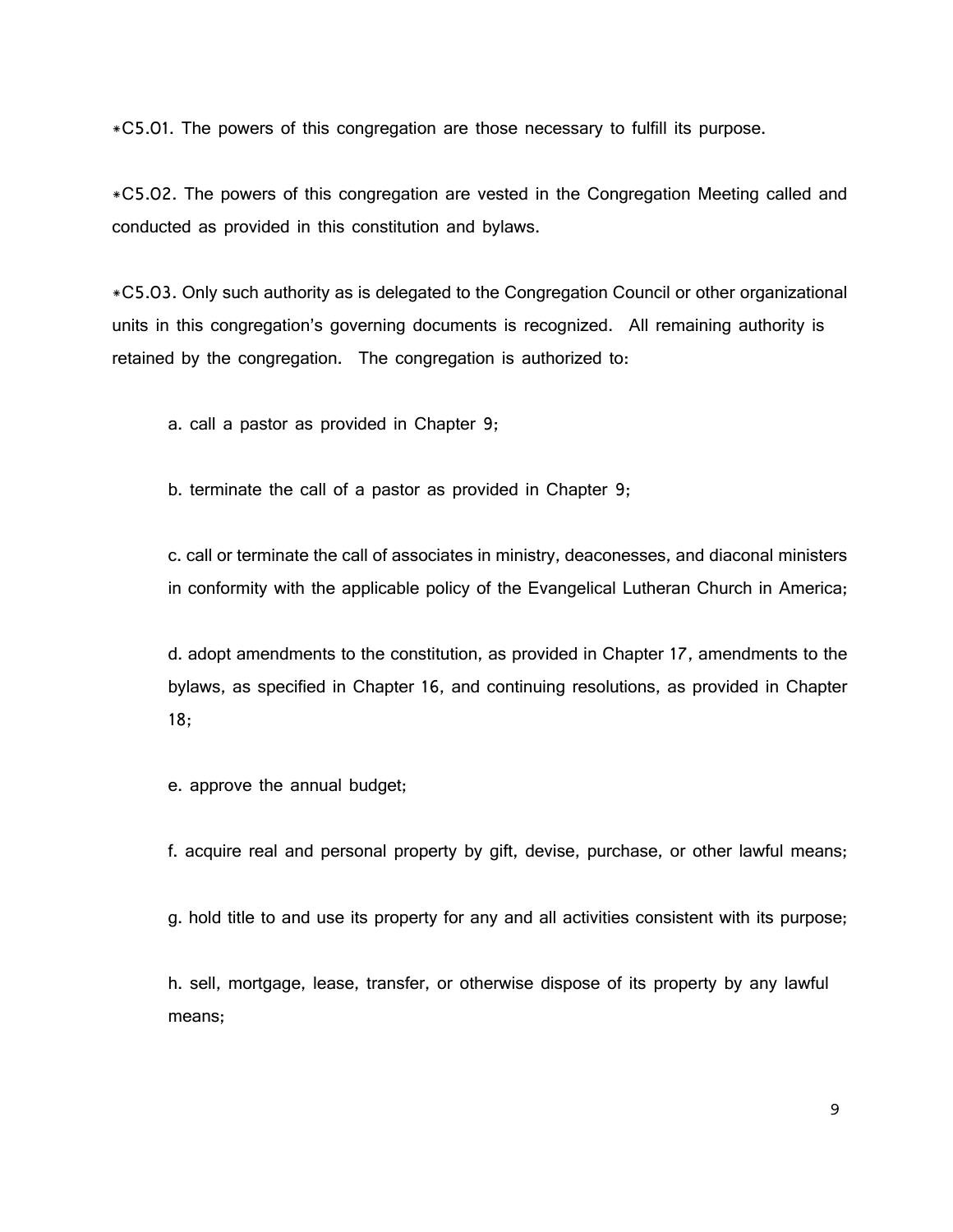*C5.01. The powers of this congregation are those necessary to fulfill its purpose.

*C5.02. The powers of this congregation are vested in the Congregation Meeting called and conducted as provided in this constitution and bylaws.

*C5.03. Only such authority as is delegated to the Congregation Council or other organizational units in this congregation's governing documents is recognized. All remaining authority is retained by the congregation. The congregation is authorized to:

a. call a pastor as provided in Chapter 9;

b. terminate the call of a pastor as provided in Chapter 9;

c. call or terminate the call of associates in ministry, deaconesses, and diaconal ministers in conformity with the applicable policy of the Evangelical Lutheran Church in America;

d. adopt amendments to the constitution, as provided in Chapter 17, amendments to the bylaws, as specified in Chapter 16, and continuing resolutions, as provided in Chapter 18;

e. approve the annual budget;

f. acquire real and personal property by gift, devise, purchase, or other lawful means;

g. hold title to and use its property for any and all activities consistent with its purpose;

h. sell, mortgage, lease, transfer, or otherwise dispose of its property by any lawful means;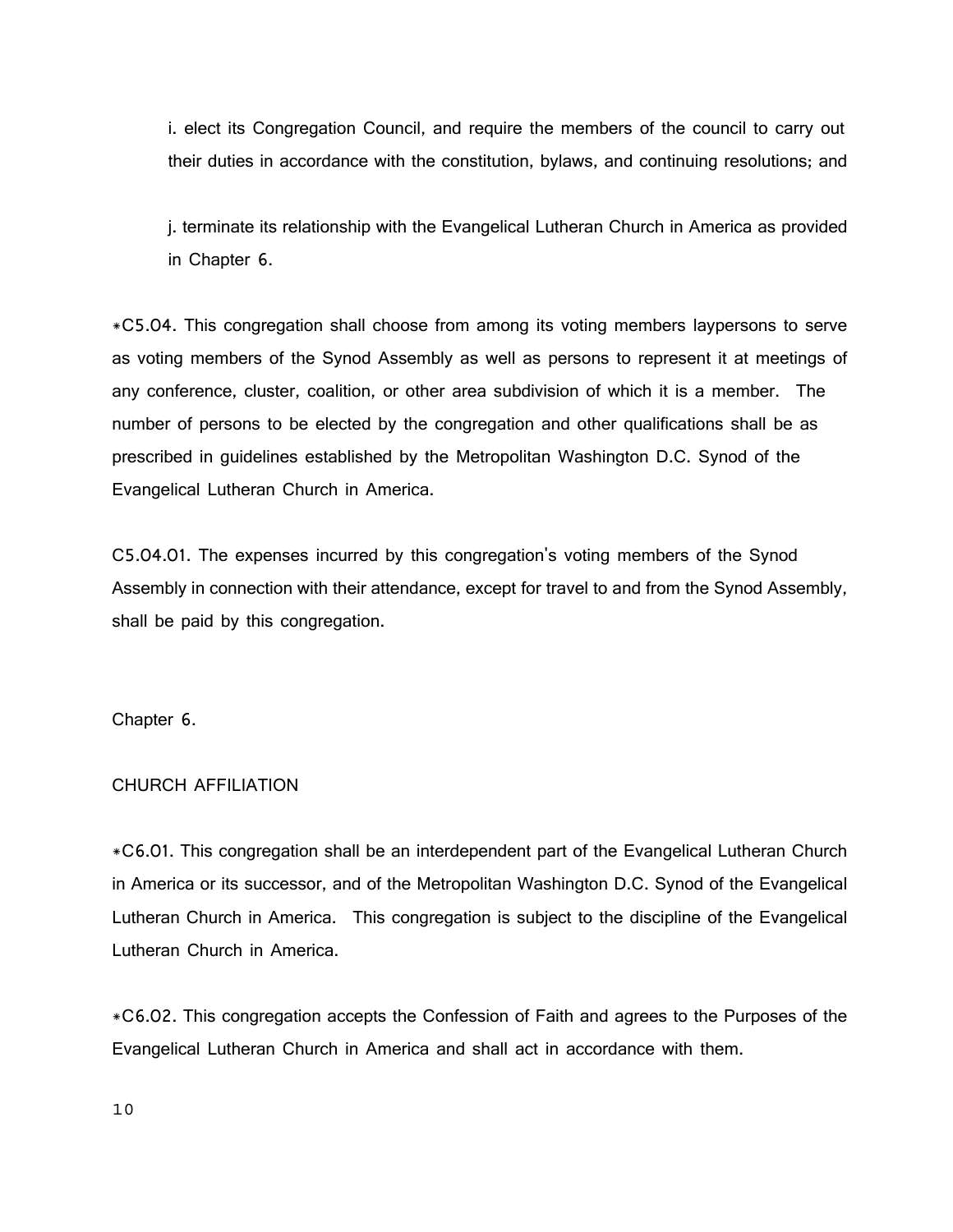i. elect its Congregation Council, and require the members of the council to carry out their duties in accordance with the constitution, bylaws, and continuing resolutions; and

j. terminate its relationship with the Evangelical Lutheran Church in America as provided in Chapter 6.

*C5.04. This congregation shall choose from among its voting members laypersons to serve as voting members of the Synod Assembly as well as persons to represent it at meetings of any conference, cluster, coalition, or other area subdivision of which it is a member. The number of persons to be elected by the congregation and other qualifications shall be as prescribed in guidelines established by the Metropolitan Washington D.C. Synod of the Evangelical Lutheran Church in America.

C5.04.01. The expenses incurred by this congregation's voting members of the Synod Assembly in connection with their attendance, except for travel to and from the Synod Assembly, shall be paid by this congregation.

## Chapter 6.

## CHURCH AFFILIATION

*C6.01. This congregation shall be an interdependent part of the Evangelical Lutheran Church in America or its successor, and of the Metropolitan Washington D.C. Synod of the Evangelical Lutheran Church in America. This congregation is subject to the discipline of the Evangelical Lutheran Church in America.

*C6.02. This congregation accepts the Confession of Faith and agrees to the Purposes of the Evangelical Lutheran Church in America and shall act in accordance with them.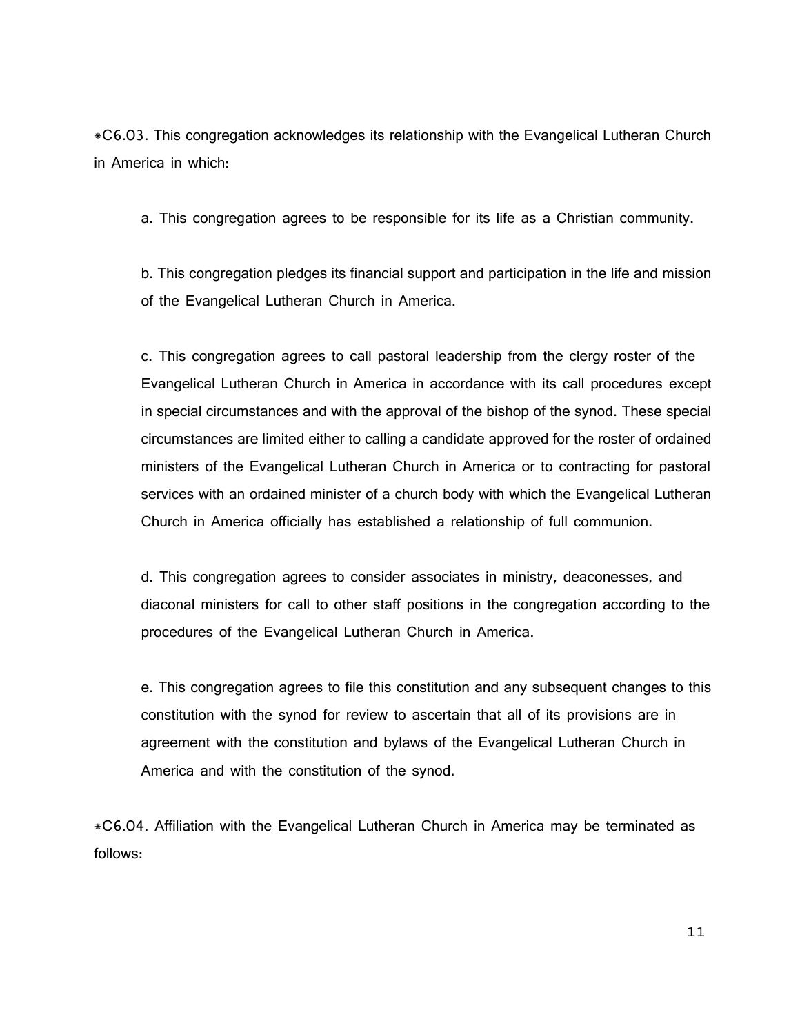*C6.03. This congregation acknowledges its relationship with the Evangelical Lutheran Church in America in which:

a. This congregation agrees to be responsible for its life as a Christian community.

b. This congregation pledges its financial support and participation in the life and mission of the Evangelical Lutheran Church in America.

c. This congregation agrees to call pastoral leadership from the clergy roster of the Evangelical Lutheran Church in America in accordance with its call procedures except in special circumstances and with the approval of the bishop of the synod. These special circumstances are limited either to calling a candidate approved for the roster of ordained ministers of the Evangelical Lutheran Church in America or to contracting for pastoral services with an ordained minister of a church body with which the Evangelical Lutheran Church in America officially has established a relationship of full communion.

d. This congregation agrees to consider associates in ministry, deaconesses, and diaconal ministers for call to other staff positions in the congregation according to the procedures of the Evangelical Lutheran Church in America.

e. This congregation agrees to file this constitution and any subsequent changes to this constitution with the synod for review to ascertain that all of its provisions are in agreement with the constitution and bylaws of the Evangelical Lutheran Church in America and with the constitution of the synod.

*C6.04. Affiliation with the Evangelical Lutheran Church in America may be terminated as follows: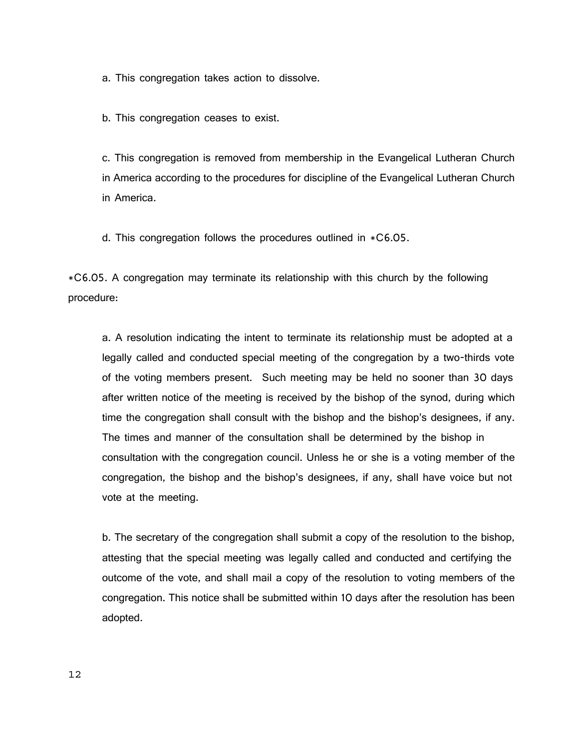a. This congregation takes action to dissolve.

b. This congregation ceases to exist.

c. This congregation is removed from membership in the Evangelical Lutheran Church in America according to the procedures for discipline of the Evangelical Lutheran Church in America.

d. This congregation follows the procedures outlined in *C6.05.

*C6.05. A congregation may terminate its relationship with this church by the following procedure:

a. A resolution indicating the intent to terminate its relationship must be adopted at a legally called and conducted special meeting of the congregation by a two-thirds vote of the voting members present. Such meeting may be held no sooner than 30 days after written notice of the meeting is received by the bishop of the synod, during which time the congregation shall consult with the bishop and the bishop's designees, if any. The times and manner of the consultation shall be determined by the bishop in consultation with the congregation council. Unless he or she is a voting member of the congregation, the bishop and the bishop's designees, if any, shall have voice but not vote at the meeting.

b. The secretary of the congregation shall submit a copy of the resolution to the bishop, attesting that the special meeting was legally called and conducted and certifying the outcome of the vote, and shall mail a copy of the resolution to voting members of the congregation. This notice shall be submitted within 10 days after the resolution has been adopted.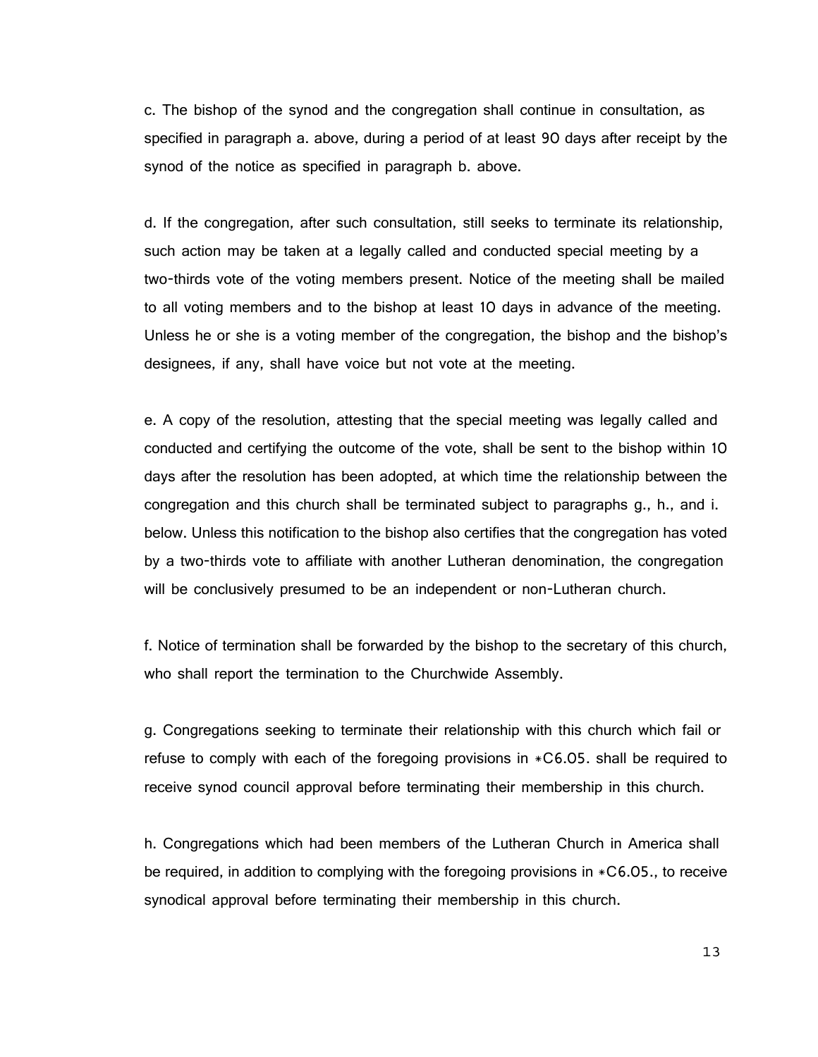c. The bishop of the synod and the congregation shall continue in consultation, as specified in paragraph a. above, during a period of at least 90 days after receipt by the synod of the notice as specified in paragraph b. above.

d. If the congregation, after such consultation, still seeks to terminate its relationship, such action may be taken at a legally called and conducted special meeting by a two-thirds vote of the voting members present. Notice of the meeting shall be mailed to all voting members and to the bishop at least 10 days in advance of the meeting. Unless he or she is a voting member of the congregation, the bishop and the bishop's designees, if any, shall have voice but not vote at the meeting.

e. A copy of the resolution, attesting that the special meeting was legally called and conducted and certifying the outcome of the vote, shall be sent to the bishop within 10 days after the resolution has been adopted, at which time the relationship between the congregation and this church shall be terminated subject to paragraphs g., h., and i. below. Unless this notification to the bishop also certifies that the congregation has voted by a two-thirds vote to affiliate with another Lutheran denomination, the congregation will be conclusively presumed to be an independent or non-Lutheran church.

f. Notice of termination shall be forwarded by the bishop to the secretary of this church, who shall report the termination to the Churchwide Assembly.

g. Congregations seeking to terminate their relationship with this church which fail or refuse to comply with each of the foregoing provisions in *C6.05. shall be required to receive synod council approval before terminating their membership in this church.

h. Congregations which had been members of the Lutheran Church in America shall be required, in addition to complying with the foregoing provisions in *C6.05., to receive synodical approval before terminating their membership in this church.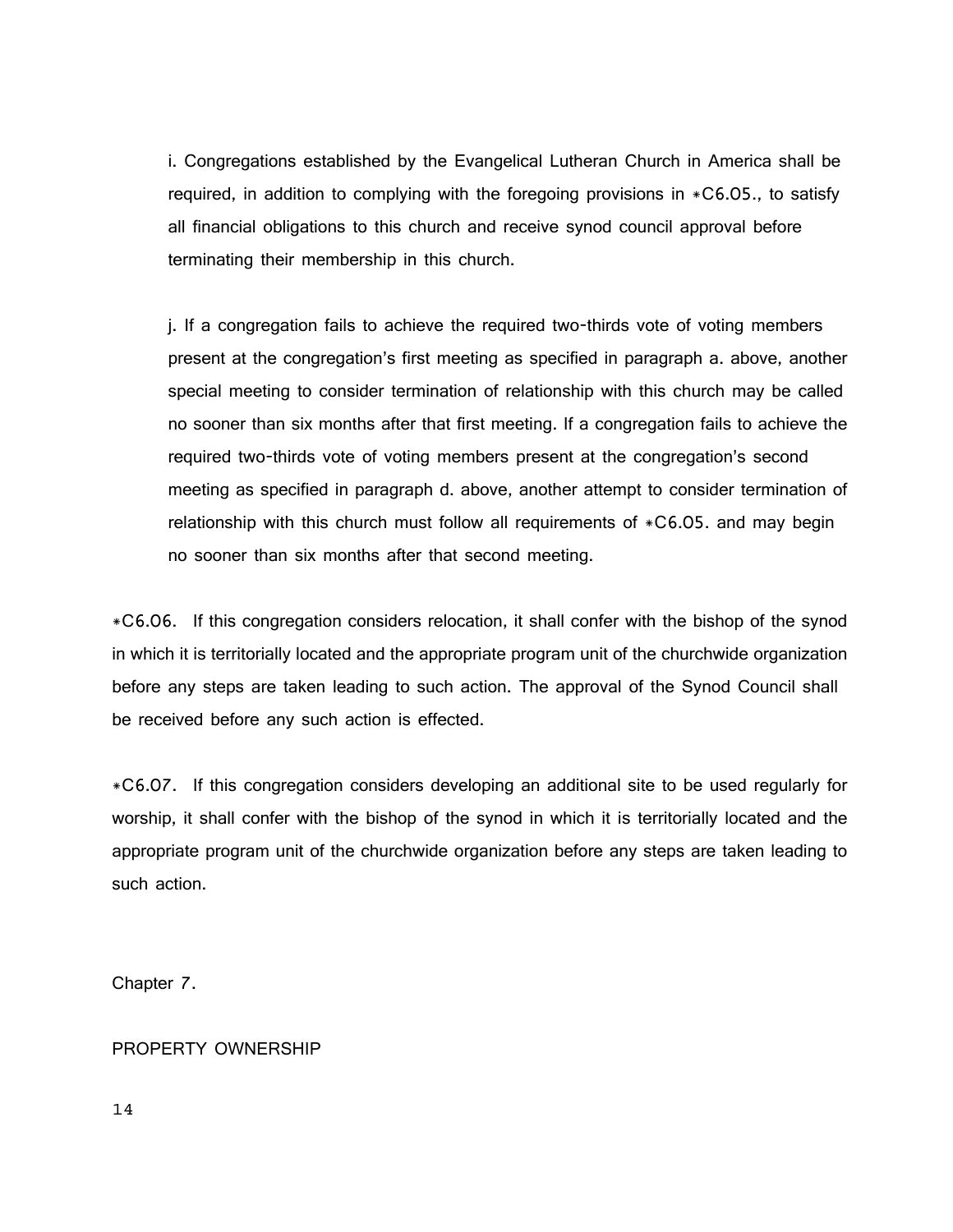i. Congregations established by the Evangelical Lutheran Church in America shall be required, in addition to complying with the foregoing provisions in *C6.05., to satisfy all financial obligations to this church and receive synod council approval before terminating their membership in this church.

j. If a congregation fails to achieve the required two-thirds vote of voting members present at the congregation's first meeting as specified in paragraph a. above, another special meeting to consider termination of relationship with this church may be called no sooner than six months after that first meeting. If a congregation fails to achieve the required two-thirds vote of voting members present at the congregation's second meeting as specified in paragraph d. above, another attempt to consider termination of relationship with this church must follow all requirements of *C6.05. and may begin no sooner than six months after that second meeting.

*C6.06. If this congregation considers relocation, it shall confer with the bishop of the synod in which it is territorially located and the appropriate program unit of the churchwide organization before any steps are taken leading to such action. The approval of the Synod Council shall be received before any such action is effected.

*C6.07. If this congregation considers developing an additional site to be used regularly for worship, it shall confer with the bishop of the synod in which it is territorially located and the appropriate program unit of the churchwide organization before any steps are taken leading to such action.

## Chapter 7.

## PROPERTY OWNERSHIP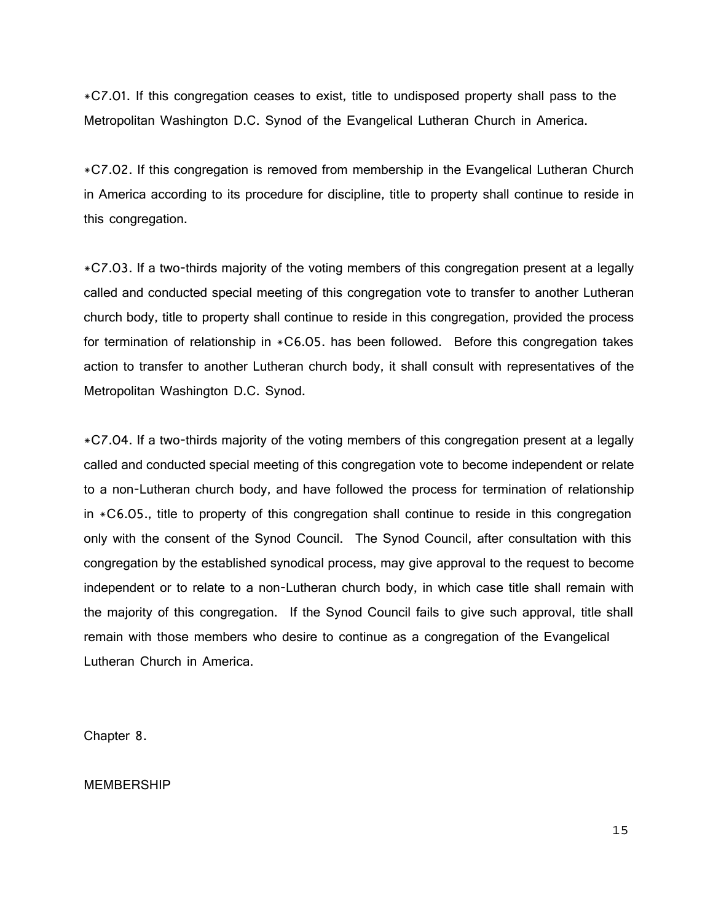*C7.01. If this congregation ceases to exist, title to undisposed property shall pass to the Metropolitan Washington D.C. Synod of the Evangelical Lutheran Church in America.

*C7.02. If this congregation is removed from membership in the Evangelical Lutheran Church in America according to its procedure for discipline, title to property shall continue to reside in this congregation.

*C7.03. If a two-thirds majority of the voting members of this congregation present at a legally called and conducted special meeting of this congregation vote to transfer to another Lutheran church body, title to property shall continue to reside in this congregation, provided the process for termination of relationship in *C6.05. has been followed. Before this congregation takes action to transfer to another Lutheran church body, it shall consult with representatives of the Metropolitan Washington D.C. Synod.

*C7.04. If a two-thirds majority of the voting members of this congregation present at a legally called and conducted special meeting of this congregation vote to become independent or relate to a non-Lutheran church body, and have followed the process for termination of relationship in *C6.05., title to property of this congregation shall continue to reside in this congregation only with the consent of the Synod Council. The Synod Council, after consultation with this congregation by the established synodical process, may give approval to the request to become independent or to relate to a non-Lutheran church body, in which case title shall remain with the majority of this congregation. If the Synod Council fails to give such approval, title shall remain with those members who desire to continue as a congregation of the Evangelical Lutheran Church in America.

## Chapter 8.

## MEMBERSHIP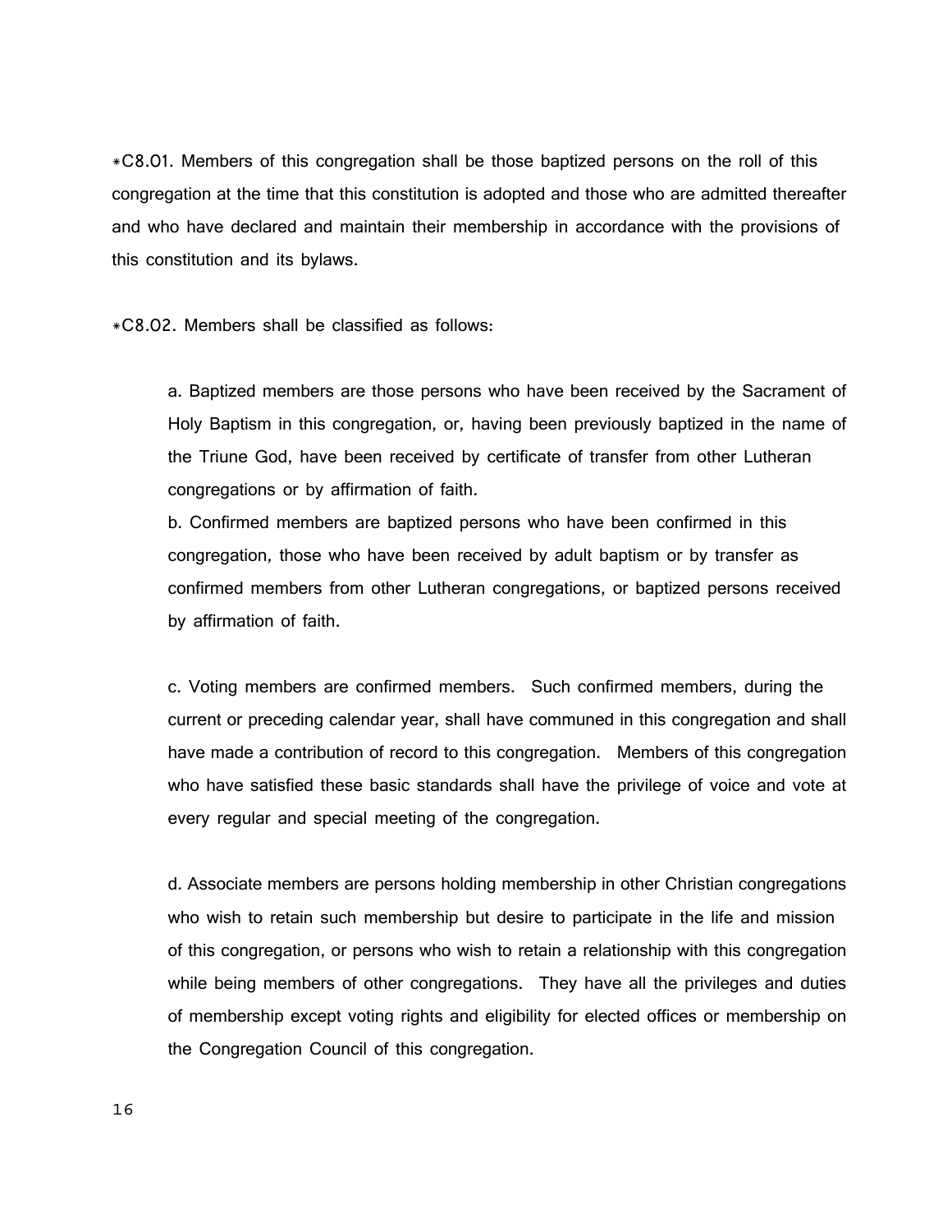*C8.01. Members of this congregation shall be those baptized persons on the roll of this congregation at the time that this constitution is adopted and those who are admitted thereafter and who have declared and maintain their membership in accordance with the provisions of this constitution and its bylaws.

*C8.02. Members shall be classified as follows:

a. Baptized members are those persons who have been received by the Sacrament of Holy Baptism in this congregation, or, having been previously baptized in the name of the Triune God, have been received by certificate of transfer from other Lutheran congregations or by affirmation of faith.

b. Confirmed members are baptized persons who have been confirmed in this congregation, those who have been received by adult baptism or by transfer as confirmed members from other Lutheran congregations, or baptized persons received by affirmation of faith.

c. Voting members are confirmed members. Such confirmed members, during the current or preceding calendar year, shall have communed in this congregation and shall have made a contribution of record to this congregation. Members of this congregation who have satisfied these basic standards shall have the privilege of voice and vote at every regular and special meeting of the congregation.

d. Associate members are persons holding membership in other Christian congregations who wish to retain such membership but desire to participate in the life and mission of this congregation, or persons who wish to retain a relationship with this congregation while being members of other congregations. They have all the privileges and duties of membership except voting rights and eligibility for elected offices or membership on the Congregation Council of this congregation.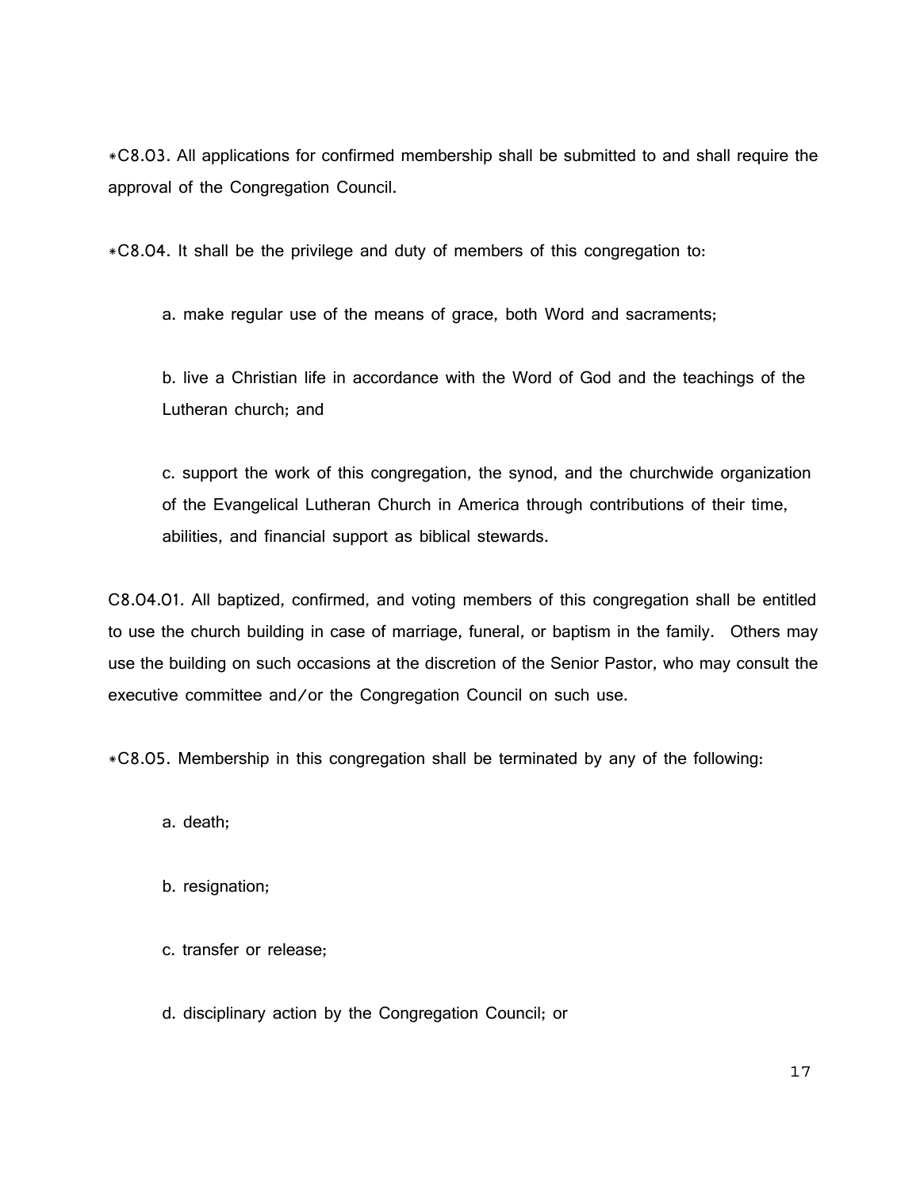*C8.03. All applications for confirmed membership shall be submitted to and shall require the approval of the Congregation Council.

*C8.04. It shall be the privilege and duty of members of this congregation to:

a. make regular use of the means of grace, both Word and sacraments;

b. live a Christian life in accordance with the Word of God and the teachings of the Lutheran church; and

c. support the work of this congregation, the synod, and the churchwide organization of the Evangelical Lutheran Church in America through contributions of their time, abilities, and financial support as biblical stewards.

C8.04.01. All baptized, confirmed, and voting members of this congregation shall be entitled to use the church building in case of marriage, funeral, or baptism in the family. Others may use the building on such occasions at the discretion of the Senior Pastor, who may consult the executive committee and/or the Congregation Council on such use.

*C8.05. Membership in this congregation shall be terminated by any of the following:

a. death;

b. resignation;

c. transfer or release;

d. disciplinary action by the Congregation Council; or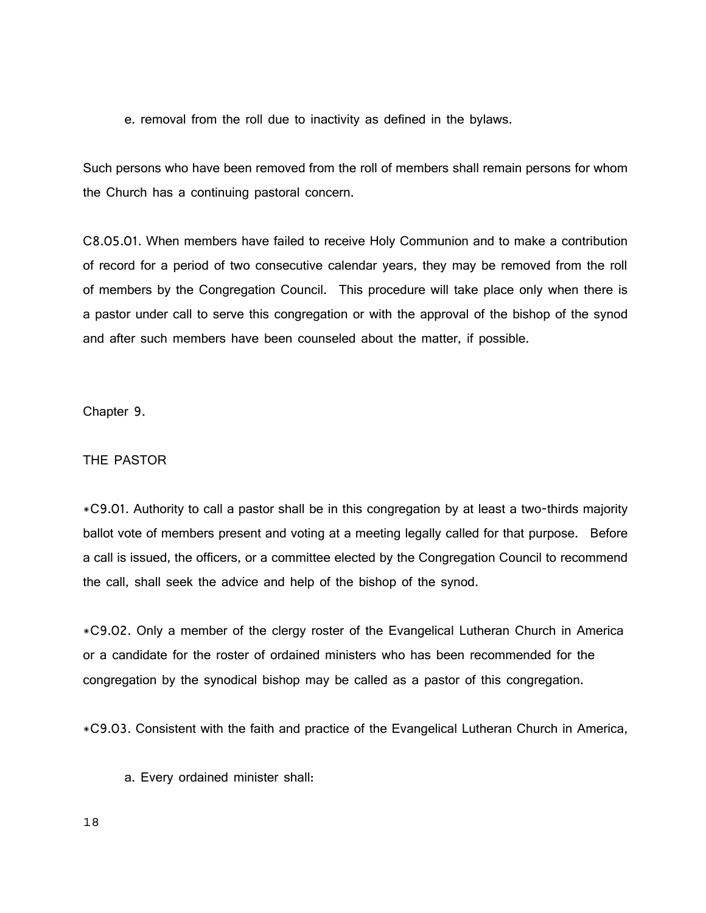e. removal from the roll due to inactivity as defined in the bylaws.

Such persons who have been removed from the roll of members shall remain persons for whom the Church has a continuing pastoral concern.

C8.05.01. When members have failed to receive Holy Communion and to make a contribution of record for a period of two consecutive calendar years, they may be removed from the roll of members by the Congregation Council. This procedure will take place only when there is a pastor under call to serve this congregation or with the approval of the bishop of the synod and after such members have been counseled about the matter, if possible.

Chapter 9.

THE PASTOR

*C9.01. Authority to call a pastor shall be in this congregation by at least a two-thirds majority ballot vote of members present and voting at a meeting legally called for that purpose. Before a call is issued, the officers, or a committee elected by the Congregation Council to recommend the call, shall seek the advice and help of the bishop of the synod.

*C9.02. Only a member of the clergy roster of the Evangelical Lutheran Church in America or a candidate for the roster of ordained ministers who has been recommended for the congregation by the synodical bishop may be called as a pastor of this congregation.

*C9.03. Consistent with the faith and practice of the Evangelical Lutheran Church in America,

a. Every ordained minister shall: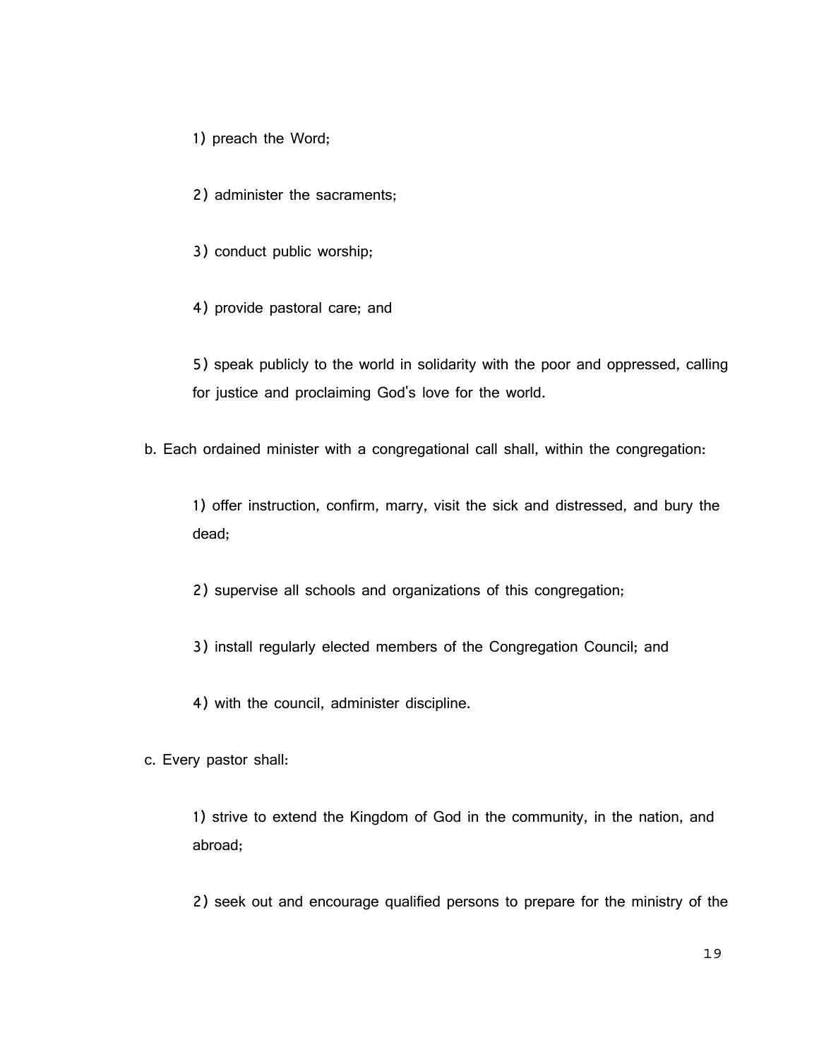1) preach the Word;

2) administer the sacraments;

3) conduct public worship;

4) provide pastoral care; and

5) speak publicly to the world in solidarity with the poor and oppressed, calling for justice and proclaiming God's love for the world.

b. Each ordained minister with a congregational call shall, within the congregation:

1) offer instruction, confirm, marry, visit the sick and distressed, and bury the dead;

2) supervise all schools and organizations of this congregation;

3) install regularly elected members of the Congregation Council; and

4) with the council, administer discipline.

c. Every pastor shall:

1) strive to extend the Kingdom of God in the community, in the nation, and abroad;

2) seek out and encourage qualified persons to prepare for the ministry of the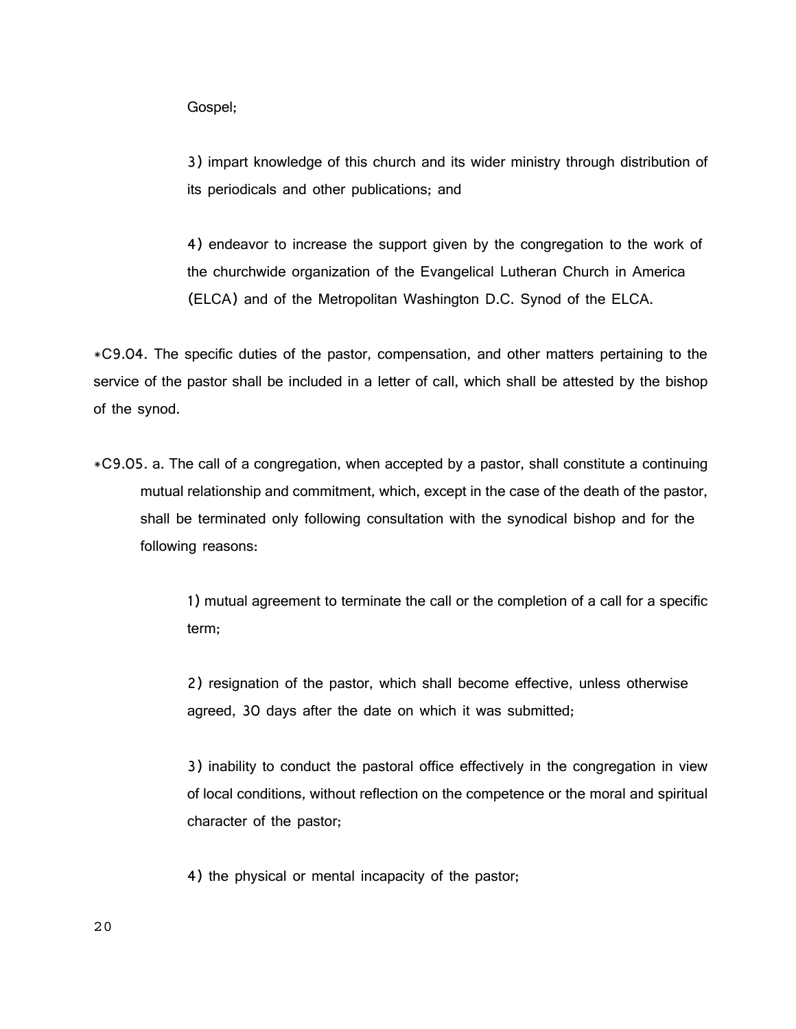Gospel;

3) impart knowledge of this church and its wider ministry through distribution of its periodicals and other publications; and

4) endeavor to increase the support given by the congregation to the work of the churchwide organization of the Evangelical Lutheran Church in America (ELCA) and of the Metropolitan Washington D.C. Synod of the ELCA.

*C9.04. The specific duties of the pastor, compensation, and other matters pertaining to the service of the pastor shall be included in a letter of call, which shall be attested by the bishop of the synod.

*C9.05. a. The call of a congregation, when accepted by a pastor, shall constitute a continuing mutual relationship and commitment, which, except in the case of the death of the pastor, shall be terminated only following consultation with the synodical bishop and for the following reasons:

1) mutual agreement to terminate the call or the completion of a call for a specific term;

2) resignation of the pastor, which shall become effective, unless otherwise agreed, 30 days after the date on which it was submitted;

3) inability to conduct the pastoral office effectively in the congregation in view of local conditions, without reflection on the competence or the moral and spiritual character of the pastor;

4) the physical or mental incapacity of the pastor;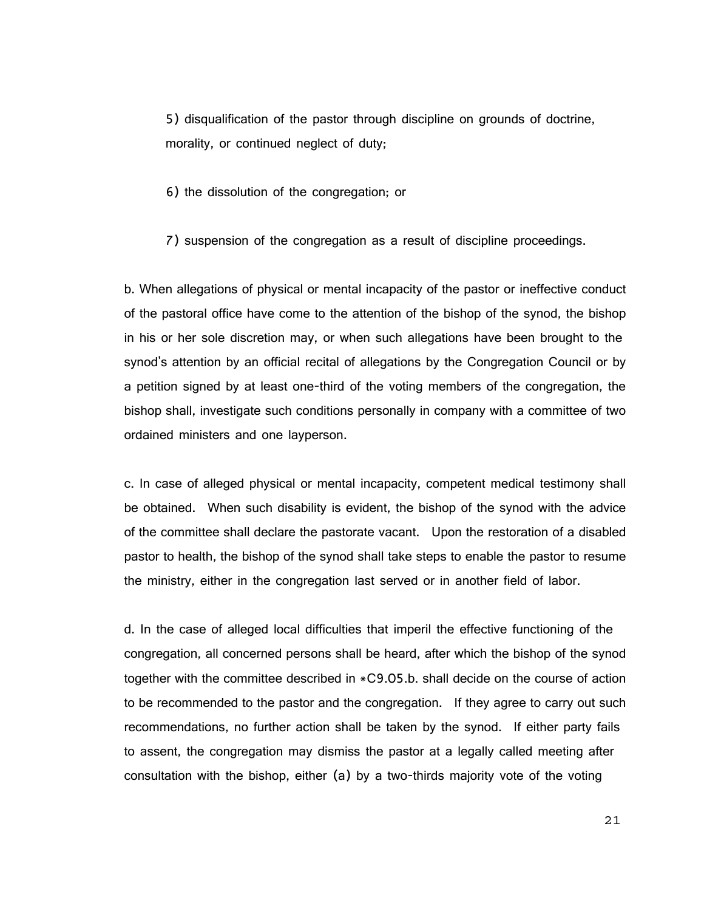5) disqualification of the pastor through discipline on grounds of doctrine, morality, or continued neglect of duty;

6) the dissolution of the congregation; or

7) suspension of the congregation as a result of discipline proceedings.

b. When allegations of physical or mental incapacity of the pastor or ineffective conduct of the pastoral office have come to the attention of the bishop of the synod, the bishop in his or her sole discretion may, or when such allegations have been brought to the synod's attention by an official recital of allegations by the Congregation Council or by a petition signed by at least one-third of the voting members of the congregation, the bishop shall, investigate such conditions personally in company with a committee of two ordained ministers and one layperson.

c. In case of alleged physical or mental incapacity, competent medical testimony shall be obtained. When such disability is evident, the bishop of the synod with the advice of the committee shall declare the pastorate vacant. Upon the restoration of a disabled pastor to health, the bishop of the synod shall take steps to enable the pastor to resume the ministry, either in the congregation last served or in another field of labor.

d. In the case of alleged local difficulties that imperil the effective functioning of the congregation, all concerned persons shall be heard, after which the bishop of the synod together with the committee described in *C9.05.b. shall decide on the course of action to be recommended to the pastor and the congregation. If they agree to carry out such recommendations, no further action shall be taken by the synod. If either party fails to assent, the congregation may dismiss the pastor at a legally called meeting after consultation with the bishop, either (a) by a two-thirds majority vote of the voting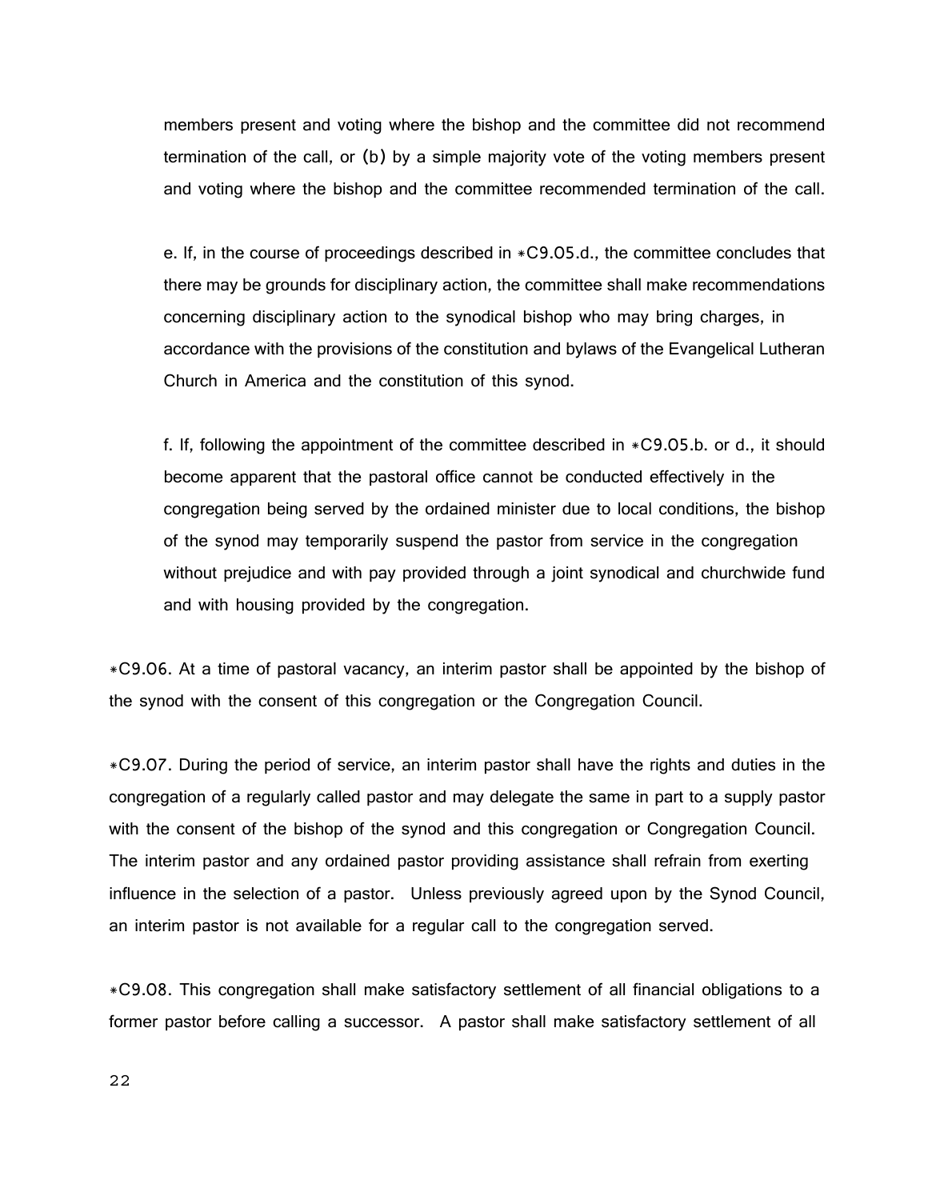members present and voting where the bishop and the committee did not recommend termination of the call, or (b) by a simple majority vote of the voting members present and voting where the bishop and the committee recommended termination of the call.

e. If, in the course of proceedings described in *C9.05.d., the committee concludes that there may be grounds for disciplinary action, the committee shall make recommendations concerning disciplinary action to the synodical bishop who may bring charges, in accordance with the provisions of the constitution and bylaws of the Evangelical Lutheran Church in America and the constitution of this synod.

f. If, following the appointment of the committee described in *C9.05.b. or d., it should become apparent that the pastoral office cannot be conducted effectively in the congregation being served by the ordained minister due to local conditions, the bishop of the synod may temporarily suspend the pastor from service in the congregation without prejudice and with pay provided through a joint synodical and churchwide fund and with housing provided by the congregation.

*C9.06. At a time of pastoral vacancy, an interim pastor shall be appointed by the bishop of the synod with the consent of this congregation or the Congregation Council.

*C9.07. During the period of service, an interim pastor shall have the rights and duties in the congregation of a regularly called pastor and may delegate the same in part to a supply pastor with the consent of the bishop of the synod and this congregation or Congregation Council. The interim pastor and any ordained pastor providing assistance shall refrain from exerting influence in the selection of a pastor. Unless previously agreed upon by the Synod Council, an interim pastor is not available for a regular call to the congregation served.

*C9.08. This congregation shall make satisfactory settlement of all financial obligations to a former pastor before calling a successor. A pastor shall make satisfactory settlement of all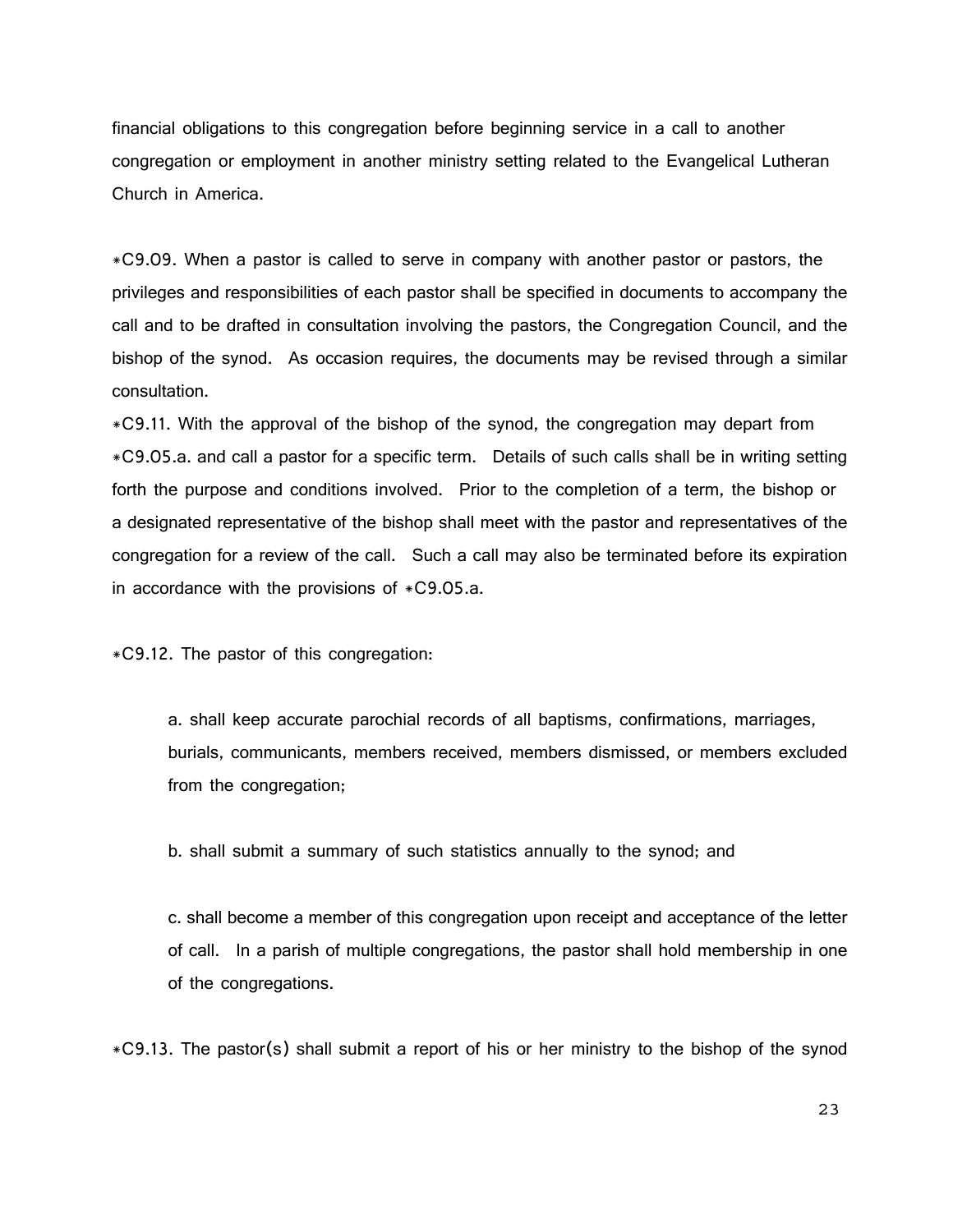financial obligations to this congregation before beginning service in a call to another congregation or employment in another ministry setting related to the Evangelical Lutheran Church in America.

*C9.09. When a pastor is called to serve in company with another pastor or pastors, the privileges and responsibilities of each pastor shall be specified in documents to accompany the call and to be drafted in consultation involving the pastors, the Congregation Council, and the bishop of the synod. As occasion requires, the documents may be revised through a similar consultation.

*C9.11. With the approval of the bishop of the synod, the congregation may depart from *C9.05.a. and call a pastor for a specific term. Details of such calls shall be in writing setting forth the purpose and conditions involved. Prior to the completion of a term, the bishop or a designated representative of the bishop shall meet with the pastor and representatives of the congregation for a review of the call. Such a call may also be terminated before its expiration in accordance with the provisions of *C9.05.a.

*C9.12. The pastor of this congregation:

a. shall keep accurate parochial records of all baptisms, confirmations, marriages, burials, communicants, members received, members dismissed, or members excluded from the congregation;

b. shall submit a summary of such statistics annually to the synod; and

c. shall become a member of this congregation upon receipt and acceptance of the letter of call. In a parish of multiple congregations, the pastor shall hold membership in one of the congregations.

*C9.13. The pastor(s) shall submit a report of his or her ministry to the bishop of the synod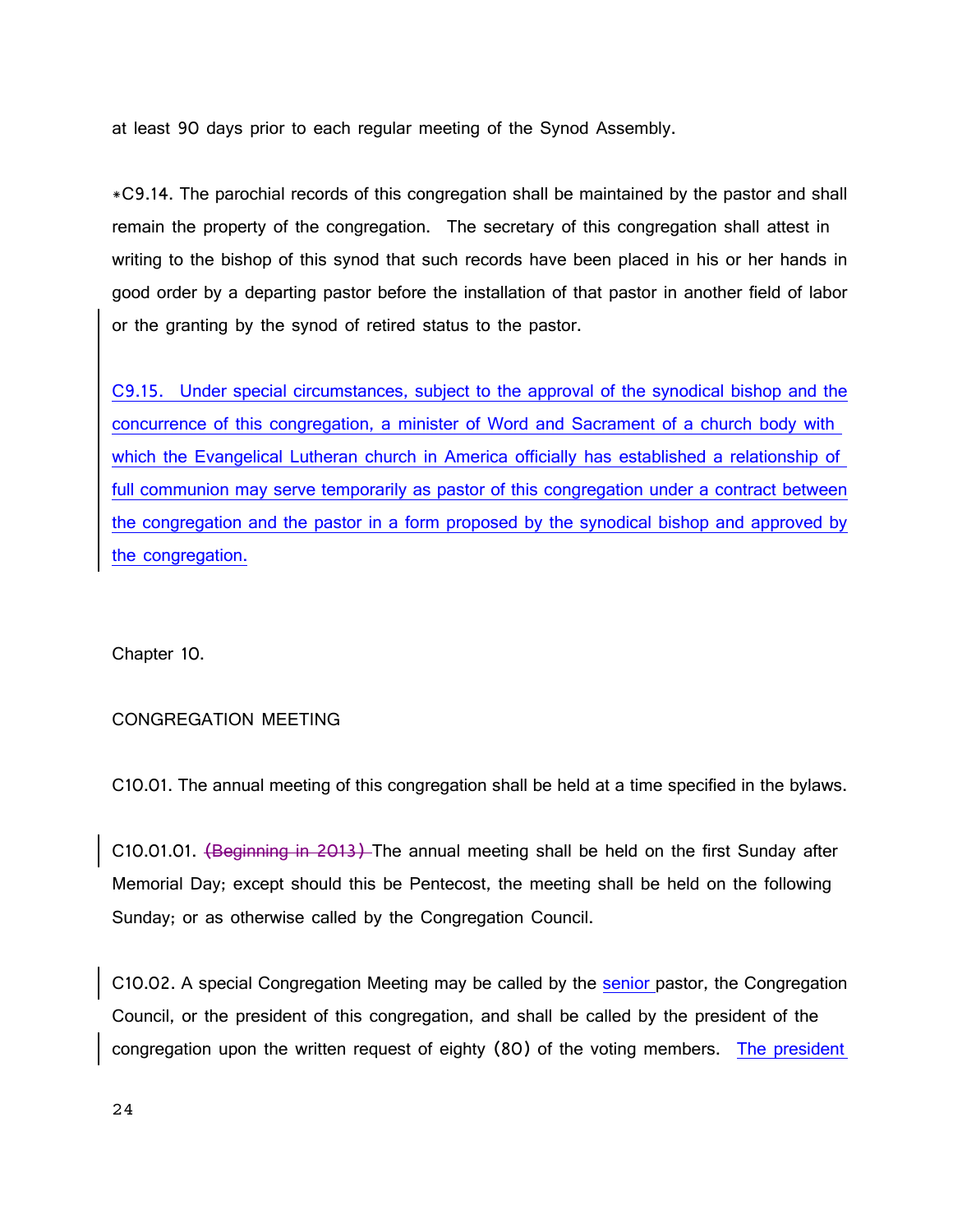at least 90 days prior to each regular meeting of the Synod Assembly.

*C9.14. The parochial records of this congregation shall be maintained by the pastor and shall remain the property of the congregation. The secretary of this congregation shall attest in writing to the bishop of this synod that such records have been placed in his or her hands in good order by a departing pastor before the installation of that pastor in another field of labor or the granting by the synod of retired status to the pastor.

C9.15. Under special circumstances, subject to the approval of the synodical bishop and the concurrence of this congregation, a minister of Word and Sacrament of a church body with which the Evangelical Lutheran church in America officially has established a relationship of full communion may serve temporarily as pastor of this congregation under a contract between the congregation and the pastor in a form proposed by the synodical bishop and approved by the congregation.

Chapter 10.

CONGREGATION MEETING

C10.01. The annual meeting of this congregation shall be held at a time specified in the bylaws.

C10.01.01. ~~(Beginning in 2013)~~ The annual meeting shall be held on the first Sunday after Memorial Day; except should this be Pentecost, the meeting shall be held on the following Sunday; or as otherwise called by the Congregation Council.

C10.02. A special Congregation Meeting may be called by the senior pastor, the Congregation Council, or the president of this congregation, and shall be called by the president of the congregation upon the written request of eighty (80) of the voting members. The president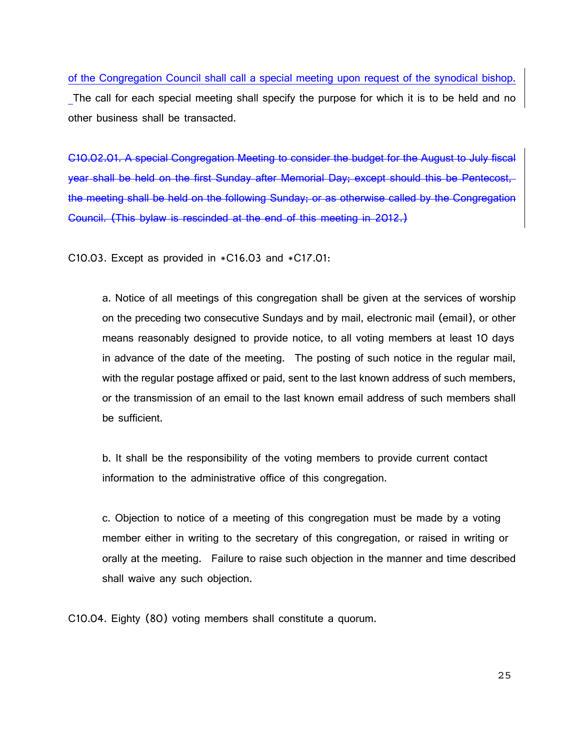of the Congregation Council shall call a special meeting upon request of the synodical bishop. The call for each special meeting shall specify the purpose for which it is to be held and no other business shall be transacted.

~~C10.02.01. A special Congregation Meeting to consider the budget for the August to July fiscal year shall be held on the first Sunday after Memorial Day; except should this be Pentecost, the meeting shall be held on the following Sunday; or as otherwise called by the Congregation Council. (This bylaw is rescinded at the end of this meeting in 2012.)~~

C10.03. Except as provided in *C16.03 and *C17.01:

a. Notice of all meetings of this congregation shall be given at the services of worship on the preceding two consecutive Sundays and by mail, electronic mail (email), or other means reasonably designed to provide notice, to all voting members at least 10 days in advance of the date of the meeting. The posting of such notice in the regular mail, with the regular postage affixed or paid, sent to the last known address of such members, or the transmission of an email to the last known email address of such members shall be sufficient.

b. It shall be the responsibility of the voting members to provide current contact information to the administrative office of this congregation.

c. Objection to notice of a meeting of this congregation must be made by a voting member either in writing to the secretary of this congregation, or raised in writing or orally at the meeting. Failure to raise such objection in the manner and time described shall waive any such objection.

C10.04. Eighty (80) voting members shall constitute a quorum.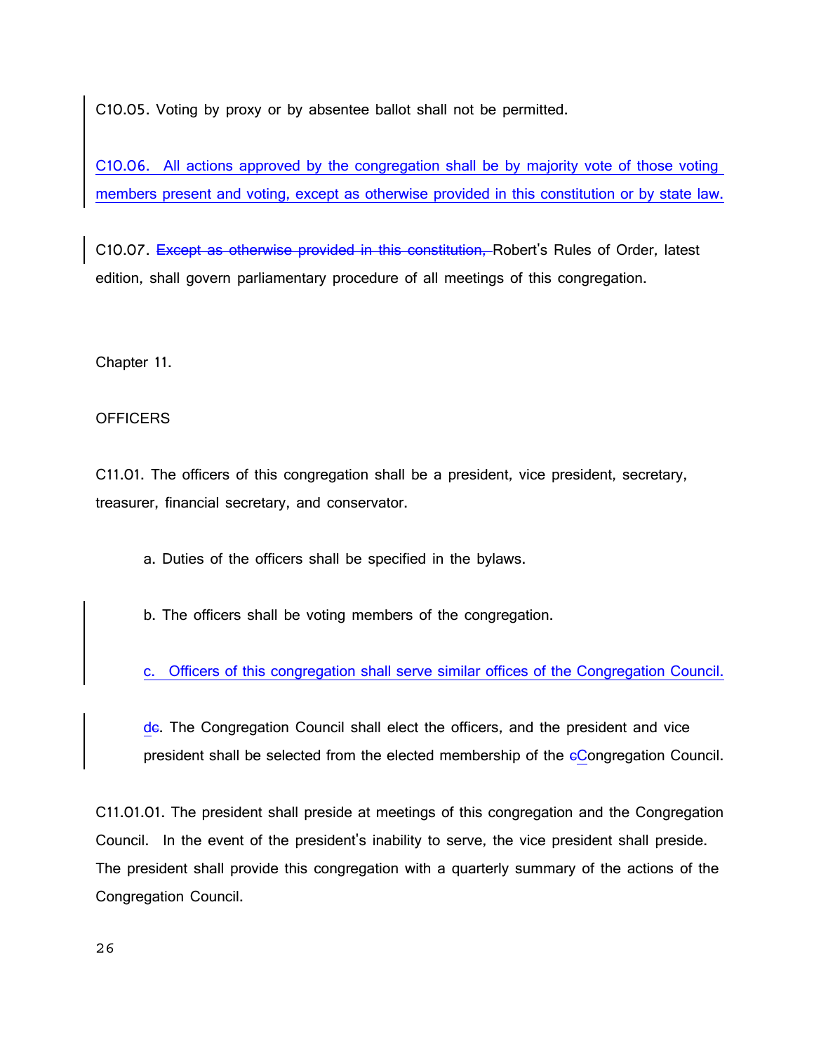C10.05. Voting by proxy or by absentee ballot shall not be permitted.

C10.06. All actions approved by the congregation shall be by majority vote of those voting members present and voting, except as otherwise provided in this constitution or by state law.

C10.07. ~~Except as otherwise provided in this constitution,~~ Robert's Rules of Order, latest edition, shall govern parliamentary procedure of all meetings of this congregation.

Chapter 11.

OFFICERS

C11.01. The officers of this congregation shall be a president, vice president, secretary, treasurer, financial secretary, and conservator.

a. Duties of the officers shall be specified in the bylaws.

b. The officers shall be voting members of the congregation.

c. Officers of this congregation shall serve similar offices of the Congregation Council.

d~~c~~. The Congregation Council shall elect the officers, and the president and vice president shall be selected from the elected membership of the ~~c~~Congregation Council.

C11.01.01. The president shall preside at meetings of this congregation and the Congregation Council. In the event of the president's inability to serve, the vice president shall preside. The president shall provide this congregation with a quarterly summary of the actions of the Congregation Council.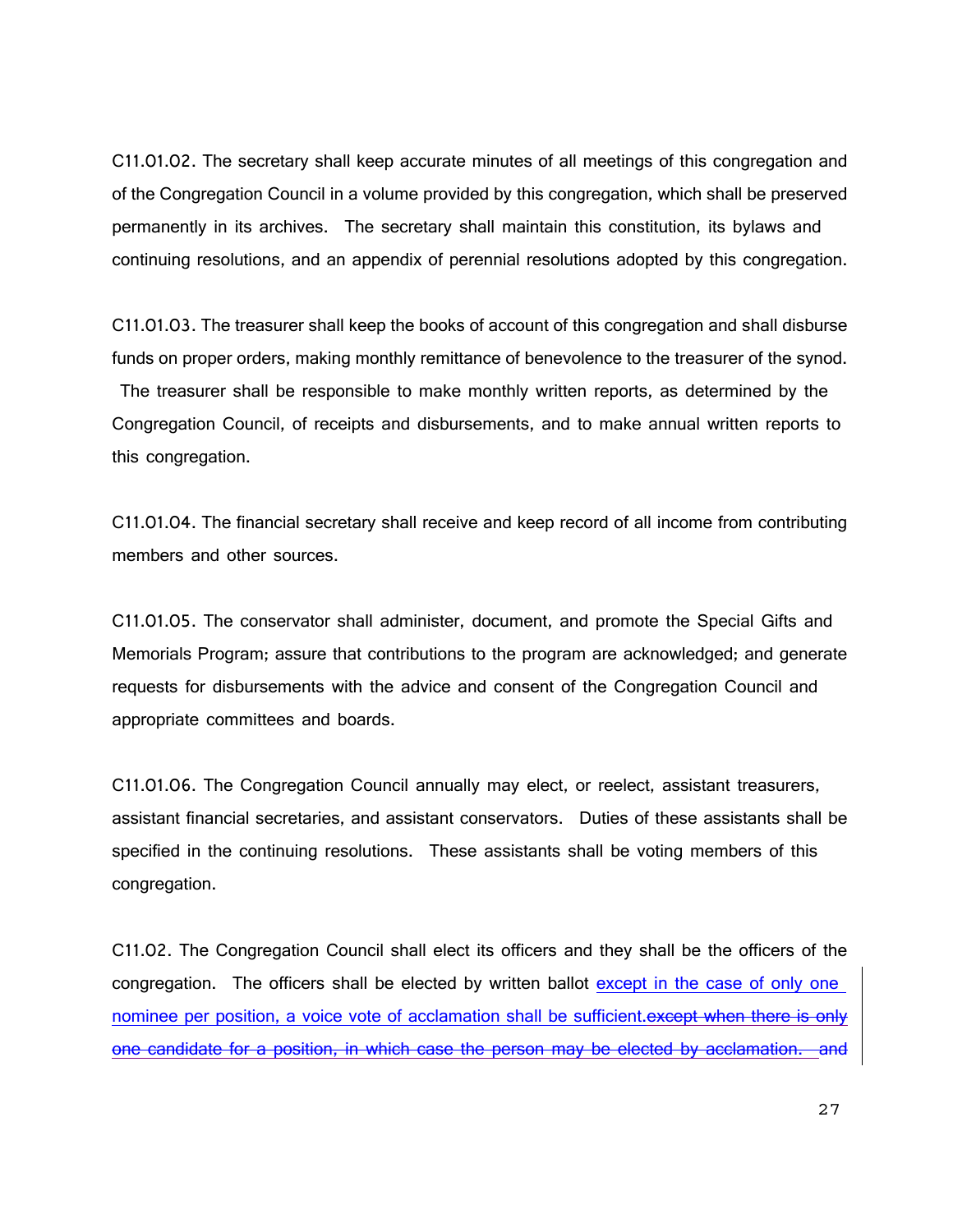C11.01.02. The secretary shall keep accurate minutes of all meetings of this congregation and of the Congregation Council in a volume provided by this congregation, which shall be preserved permanently in its archives. The secretary shall maintain this constitution, its bylaws and continuing resolutions, and an appendix of perennial resolutions adopted by this congregation.

C11.01.03. The treasurer shall keep the books of account of this congregation and shall disburse funds on proper orders, making monthly remittance of benevolence to the treasurer of the synod. The treasurer shall be responsible to make monthly written reports, as determined by the Congregation Council, of receipts and disbursements, and to make annual written reports to this congregation.

C11.01.04. The financial secretary shall receive and keep record of all income from contributing members and other sources.

C11.01.05. The conservator shall administer, document, and promote the Special Gifts and Memorials Program; assure that contributions to the program are acknowledged; and generate requests for disbursements with the advice and consent of the Congregation Council and appropriate committees and boards.

C11.01.06. The Congregation Council annually may elect, or reelect, assistant treasurers, assistant financial secretaries, and assistant conservators. Duties of these assistants shall be specified in the continuing resolutions. These assistants shall be voting members of this congregation.

C11.02. The Congregation Council shall elect its officers and they shall be the officers of the congregation. The officers shall be elected by written ballot <u>except in the case of only one nominee per position, a voice vote of acclamation shall be sufficient.</u>~~except when there is only one candidate for a position, in which case the person may be elected by acclamation. and~~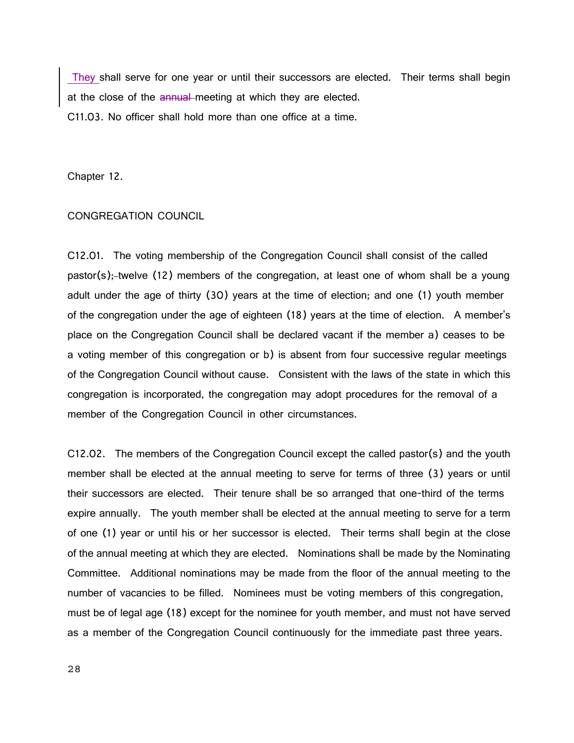They shall serve for one year or until their successors are elected. Their terms shall begin at the close of the ~~annual~~ meeting at which they are elected.

C11.03. No officer shall hold more than one office at a time.

Chapter 12.

CONGREGATION COUNCIL

C12.01. The voting membership of the Congregation Council shall consist of the called pastor(s); twelve (12) members of the congregation, at least one of whom shall be a young adult under the age of thirty (30) years at the time of election; and one (1) youth member of the congregation under the age of eighteen (18) years at the time of election. A member's place on the Congregation Council shall be declared vacant if the member a) ceases to be a voting member of this congregation or b) is absent from four successive regular meetings of the Congregation Council without cause. Consistent with the laws of the state in which this congregation is incorporated, the congregation may adopt procedures for the removal of a member of the Congregation Council in other circumstances.

C12.02. The members of the Congregation Council except the called pastor(s) and the youth member shall be elected at the annual meeting to serve for terms of three (3) years or until their successors are elected. Their tenure shall be so arranged that one-third of the terms expire annually. The youth member shall be elected at the annual meeting to serve for a term of one (1) year or until his or her successor is elected. Their terms shall begin at the close of the annual meeting at which they are elected. Nominations shall be made by the Nominating Committee. Additional nominations may be made from the floor of the annual meeting to the number of vacancies to be filled. Nominees must be voting members of this congregation, must be of legal age (18) except for the nominee for youth member, and must not have served as a member of the Congregation Council continuously for the immediate past three years.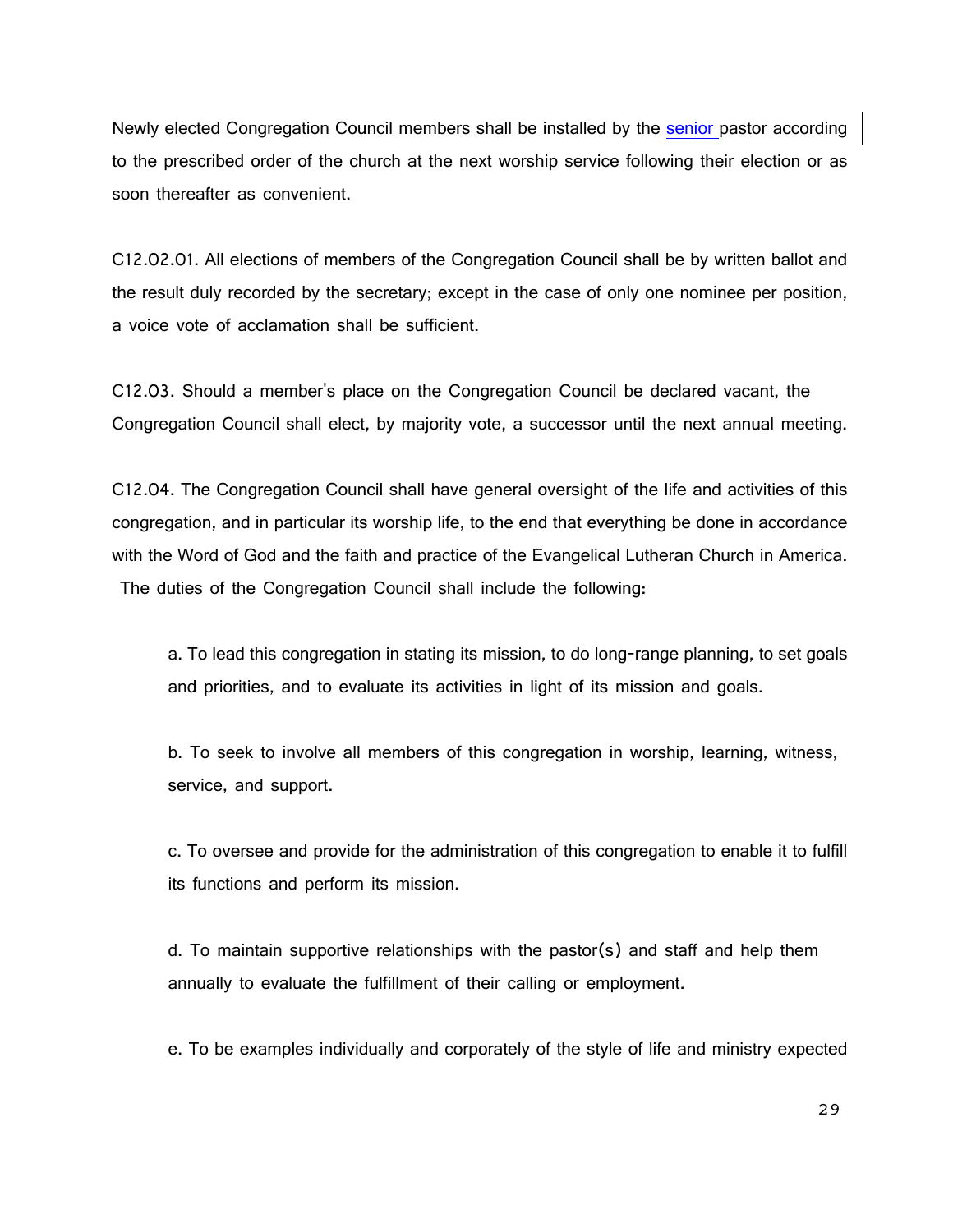Newly elected Congregation Council members shall be installed by the senior pastor according to the prescribed order of the church at the next worship service following their election or as soon thereafter as convenient.

C12.02.01. All elections of members of the Congregation Council shall be by written ballot and the result duly recorded by the secretary; except in the case of only one nominee per position, a voice vote of acclamation shall be sufficient.

C12.03. Should a member's place on the Congregation Council be declared vacant, the Congregation Council shall elect, by majority vote, a successor until the next annual meeting.

C12.04. The Congregation Council shall have general oversight of the life and activities of this congregation, and in particular its worship life, to the end that everything be done in accordance with the Word of God and the faith and practice of the Evangelical Lutheran Church in America. The duties of the Congregation Council shall include the following:

a. To lead this congregation in stating its mission, to do long-range planning, to set goals and priorities, and to evaluate its activities in light of its mission and goals.

b. To seek to involve all members of this congregation in worship, learning, witness, service, and support.

c. To oversee and provide for the administration of this congregation to enable it to fulfill its functions and perform its mission.

d. To maintain supportive relationships with the pastor(s) and staff and help them annually to evaluate the fulfillment of their calling or employment.

e. To be examples individually and corporately of the style of life and ministry expected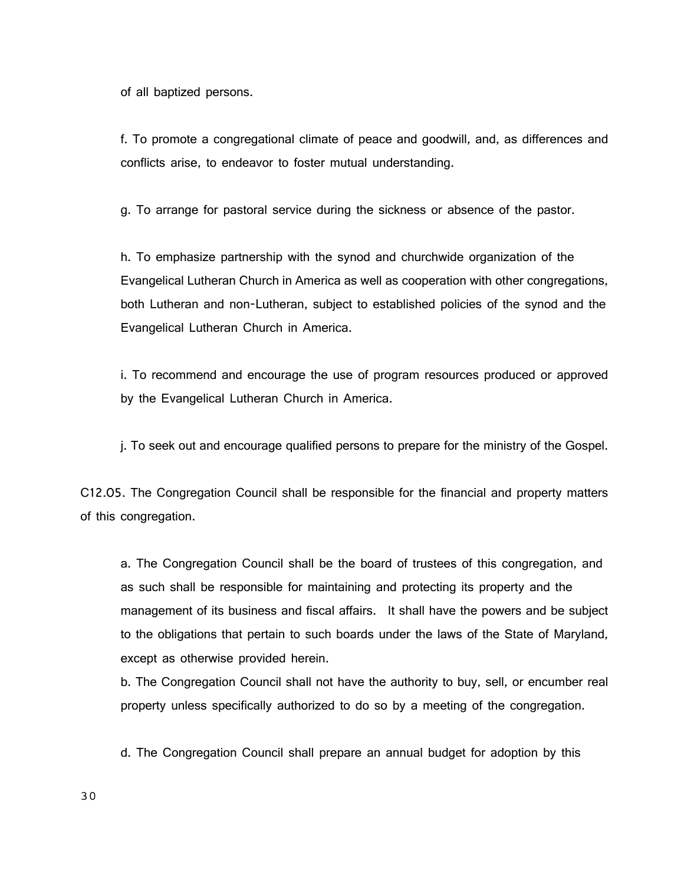of all baptized persons.

f. To promote a congregational climate of peace and goodwill, and, as differences and conflicts arise, to endeavor to foster mutual understanding.

g. To arrange for pastoral service during the sickness or absence of the pastor.

h. To emphasize partnership with the synod and churchwide organization of the Evangelical Lutheran Church in America as well as cooperation with other congregations, both Lutheran and non-Lutheran, subject to established policies of the synod and the Evangelical Lutheran Church in America.

i. To recommend and encourage the use of program resources produced or approved by the Evangelical Lutheran Church in America.

j. To seek out and encourage qualified persons to prepare for the ministry of the Gospel.

C12.05. The Congregation Council shall be responsible for the financial and property matters of this congregation.

a. The Congregation Council shall be the board of trustees of this congregation, and as such shall be responsible for maintaining and protecting its property and the management of its business and fiscal affairs. It shall have the powers and be subject to the obligations that pertain to such boards under the laws of the State of Maryland, except as otherwise provided herein.

b. The Congregation Council shall not have the authority to buy, sell, or encumber real property unless specifically authorized to do so by a meeting of the congregation.

d. The Congregation Council shall prepare an annual budget for adoption by this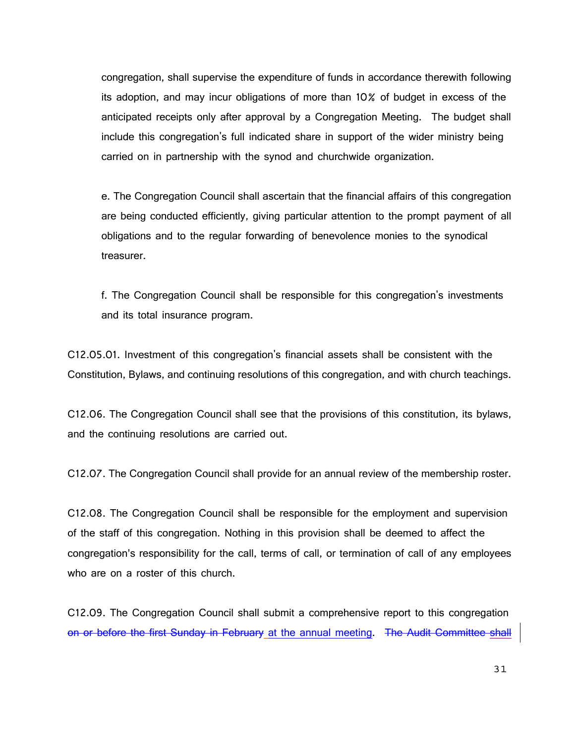congregation, shall supervise the expenditure of funds in accordance therewith following its adoption, and may incur obligations of more than 10% of budget in excess of the anticipated receipts only after approval by a Congregation Meeting. The budget shall include this congregation's full indicated share in support of the wider ministry being carried on in partnership with the synod and churchwide organization.

e. The Congregation Council shall ascertain that the financial affairs of this congregation are being conducted efficiently, giving particular attention to the prompt payment of all obligations and to the regular forwarding of benevolence monies to the synodical treasurer.

f. The Congregation Council shall be responsible for this congregation's investments and its total insurance program.

C12.05.01. Investment of this congregation's financial assets shall be consistent with the Constitution, Bylaws, and continuing resolutions of this congregation, and with church teachings.

C12.06. The Congregation Council shall see that the provisions of this constitution, its bylaws, and the continuing resolutions are carried out.

C12.07. The Congregation Council shall provide for an annual review of the membership roster.

C12.08. The Congregation Council shall be responsible for the employment and supervision of the staff of this congregation. Nothing in this provision shall be deemed to affect the congregation's responsibility for the call, terms of call, or termination of call of any employees who are on a roster of this church.

C12.09. The Congregation Council shall submit a comprehensive report to this congregation ~~on or before the first Sunday in February~~ at the annual meeting. ~~The Audit Committee shall~~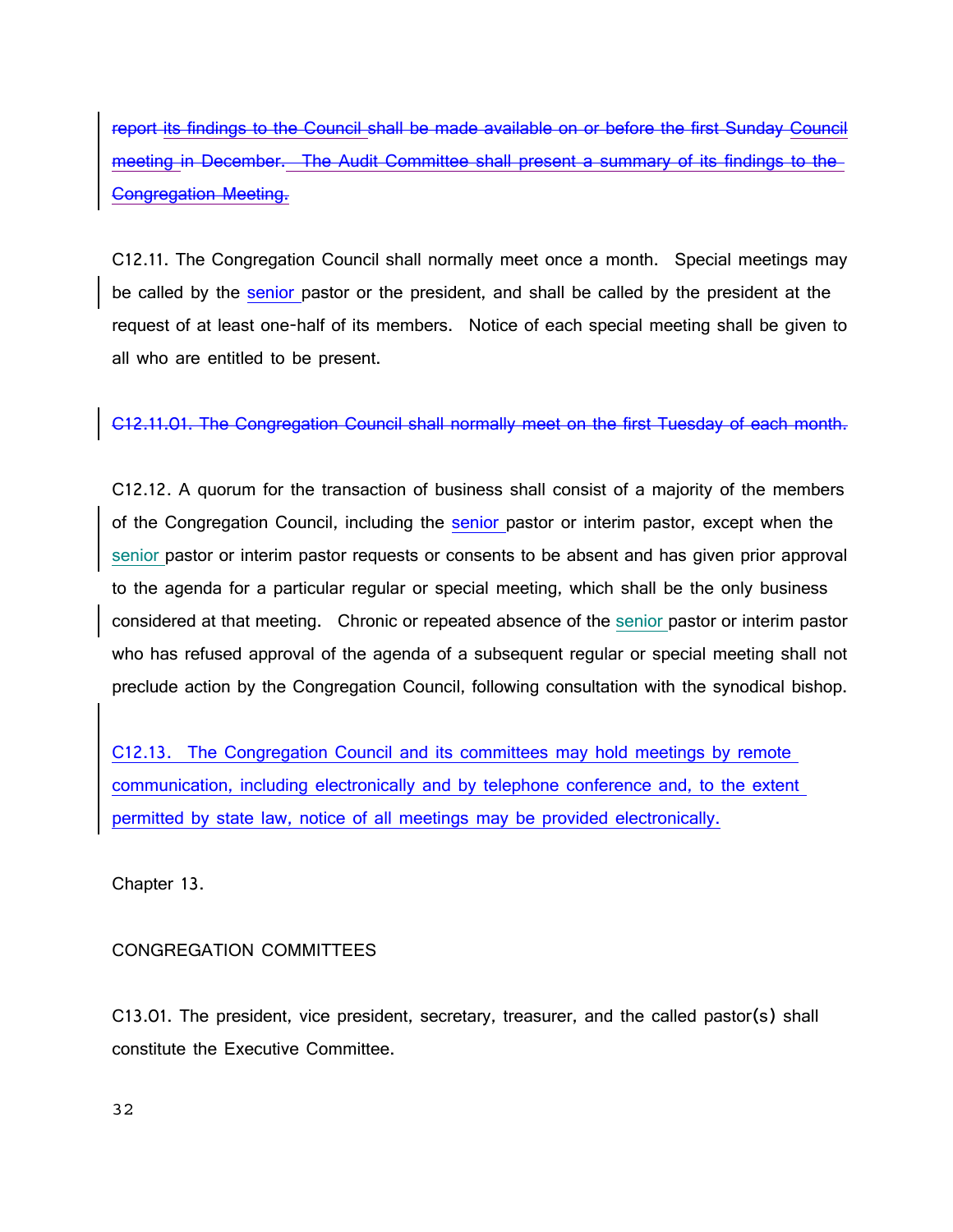~~report its findings to the Council shall be made available on or before the first Sunday Council meeting in December. The Audit Committee shall present a summary of its findings to the Congregation Meeting.~~

C12.11. The Congregation Council shall normally meet once a month. Special meetings may be called by the senior pastor or the president, and shall be called by the president at the request of at least one-half of its members. Notice of each special meeting shall be given to all who are entitled to be present.

~~C12.11.01. The Congregation Council shall normally meet on the first Tuesday of each month.~~

C12.12. A quorum for the transaction of business shall consist of a majority of the members of the Congregation Council, including the senior pastor or interim pastor, except when the senior pastor or interim pastor requests or consents to be absent and has given prior approval to the agenda for a particular regular or special meeting, which shall be the only business considered at that meeting. Chronic or repeated absence of the senior pastor or interim pastor who has refused approval of the agenda of a subsequent regular or special meeting shall not preclude action by the Congregation Council, following consultation with the synodical bishop.

C12.13. The Congregation Council and its committees may hold meetings by remote communication, including electronically and by telephone conference and, to the extent permitted by state law, notice of all meetings may be provided electronically.

## Chapter 13.

## CONGREGATION COMMITTEES

C13.01. The president, vice president, secretary, treasurer, and the called pastor(s) shall constitute the Executive Committee.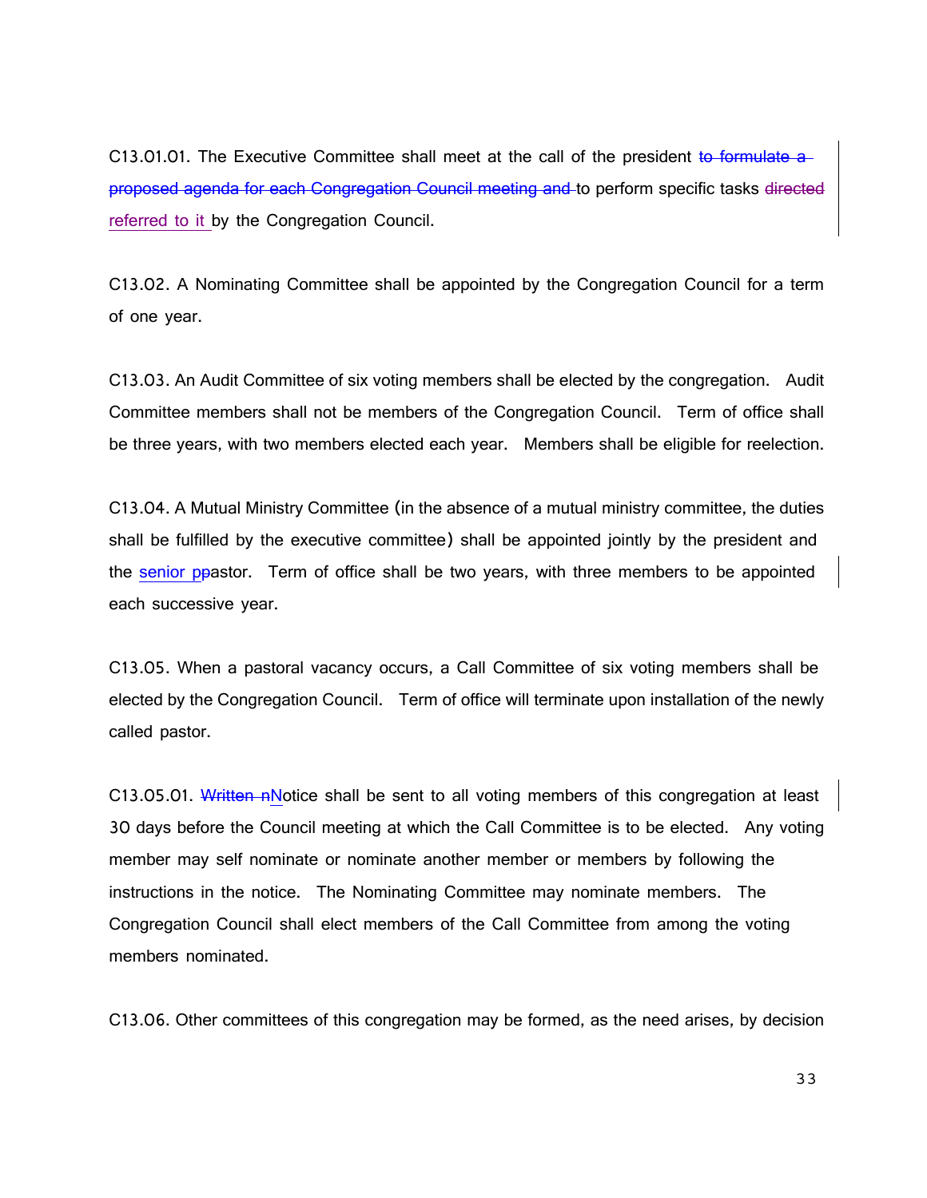C13.01.01. The Executive Committee shall meet at the call of the president ~~to formulate a proposed agenda for each Congregation Council meeting and~~ to perform specific tasks ~~directed~~ referred to it by the Congregation Council.

C13.02. A Nominating Committee shall be appointed by the Congregation Council for a term of one year.

C13.03. An Audit Committee of six voting members shall be elected by the congregation. Audit Committee members shall not be members of the Congregation Council. Term of office shall be three years, with two members elected each year. Members shall be eligible for reelection.

C13.04. A Mutual Ministry Committee (in the absence of a mutual ministry committee, the duties shall be fulfilled by the executive committee) shall be appointed jointly by the president and the senior p~~p~~astor. Term of office shall be two years, with three members to be appointed each successive year.

C13.05. When a pastoral vacancy occurs, a Call Committee of six voting members shall be elected by the Congregation Council. Term of office will terminate upon installation of the newly called pastor.

C13.05.01. ~~Written n~~Notice shall be sent to all voting members of this congregation at least 30 days before the Council meeting at which the Call Committee is to be elected. Any voting member may self nominate or nominate another member or members by following the instructions in the notice. The Nominating Committee may nominate members. The Congregation Council shall elect members of the Call Committee from among the voting members nominated.

C13.06. Other committees of this congregation may be formed, as the need arises, by decision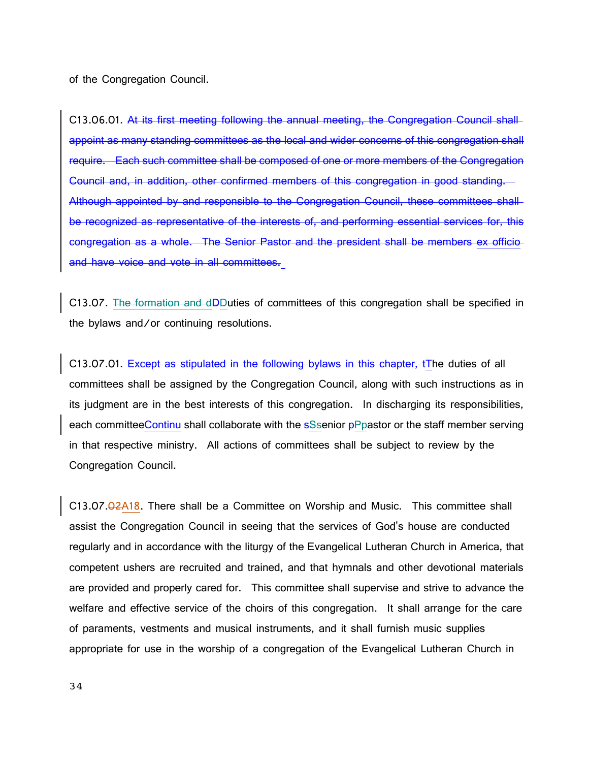of the Congregation Council.

C13.06.01. ~~At its first meeting following the annual meeting, the Congregation Council shall appoint as many standing committees as the local and wider concerns of this congregation shall require. Each such committee shall be composed of one or more members of the Congregation Council and, in addition, other confirmed members of this congregation in good standing. Although appointed by and responsible to the Congregation Council, these committees shall be recognized as representative of the interests of, and performing essential services for, this congregation as a whole. The Senior Pastor and the president shall be members ex officio and have voice and vote in all committees.~~

C13.07. ~~The formation and dD~~Duties of committees of this congregation shall be specified in the bylaws and/or continuing resolutions.

C13.07.01. ~~Except as stipulated in the following bylaws in this chapter, t~~The duties of all committees shall be assigned by the Congregation Council, along with such instructions as in its judgment are in the best interests of this congregation. In discharging its responsibilities, each committeeContinu shall collaborate with the ~~s~~Ssenior ~~p~~Ppastor or the staff member serving in that respective ministry. All actions of committees shall be subject to review by the Congregation Council.

C13.07.~~02~~A18. There shall be a Committee on Worship and Music. This committee shall assist the Congregation Council in seeing that the services of God's house are conducted regularly and in accordance with the liturgy of the Evangelical Lutheran Church in America, that competent ushers are recruited and trained, and that hymnals and other devotional materials are provided and properly cared for. This committee shall supervise and strive to advance the welfare and effective service of the choirs of this congregation. It shall arrange for the care of paraments, vestments and musical instruments, and it shall furnish music supplies appropriate for use in the worship of a congregation of the Evangelical Lutheran Church in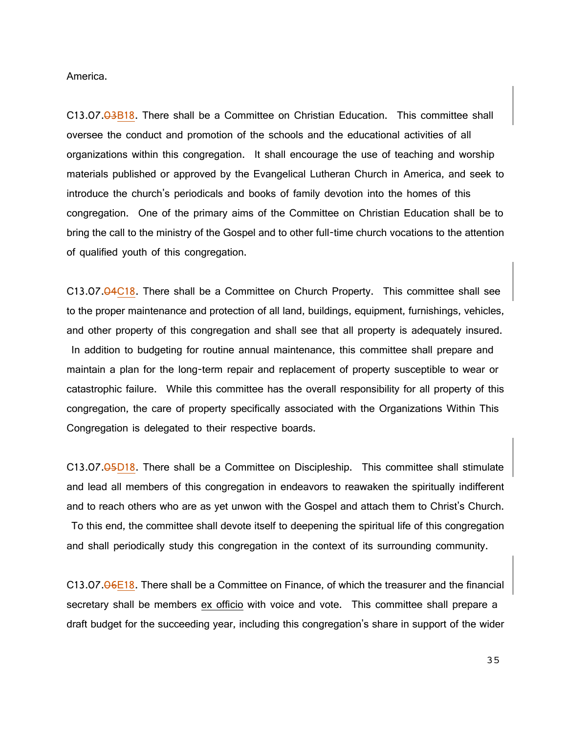America.

C13.07.~~03~~B18. There shall be a Committee on Christian Education. This committee shall oversee the conduct and promotion of the schools and the educational activities of all organizations within this congregation. It shall encourage the use of teaching and worship materials published or approved by the Evangelical Lutheran Church in America, and seek to introduce the church's periodicals and books of family devotion into the homes of this congregation. One of the primary aims of the Committee on Christian Education shall be to bring the call to the ministry of the Gospel and to other full-time church vocations to the attention of qualified youth of this congregation.

C13.07.~~04~~C18. There shall be a Committee on Church Property. This committee shall see to the proper maintenance and protection of all land, buildings, equipment, furnishings, vehicles, and other property of this congregation and shall see that all property is adequately insured. In addition to budgeting for routine annual maintenance, this committee shall prepare and maintain a plan for the long-term repair and replacement of property susceptible to wear or catastrophic failure. While this committee has the overall responsibility for all property of this congregation, the care of property specifically associated with the Organizations Within This Congregation is delegated to their respective boards.

C13.07.~~05~~D18. There shall be a Committee on Discipleship. This committee shall stimulate and lead all members of this congregation in endeavors to reawaken the spiritually indifferent and to reach others who are as yet unwon with the Gospel and attach them to Christ's Church. To this end, the committee shall devote itself to deepening the spiritual life of this congregation and shall periodically study this congregation in the context of its surrounding community.

C13.07.~~06~~E18. There shall be a Committee on Finance, of which the treasurer and the financial secretary shall be members ex officio with voice and vote. This committee shall prepare a draft budget for the succeeding year, including this congregation's share in support of the wider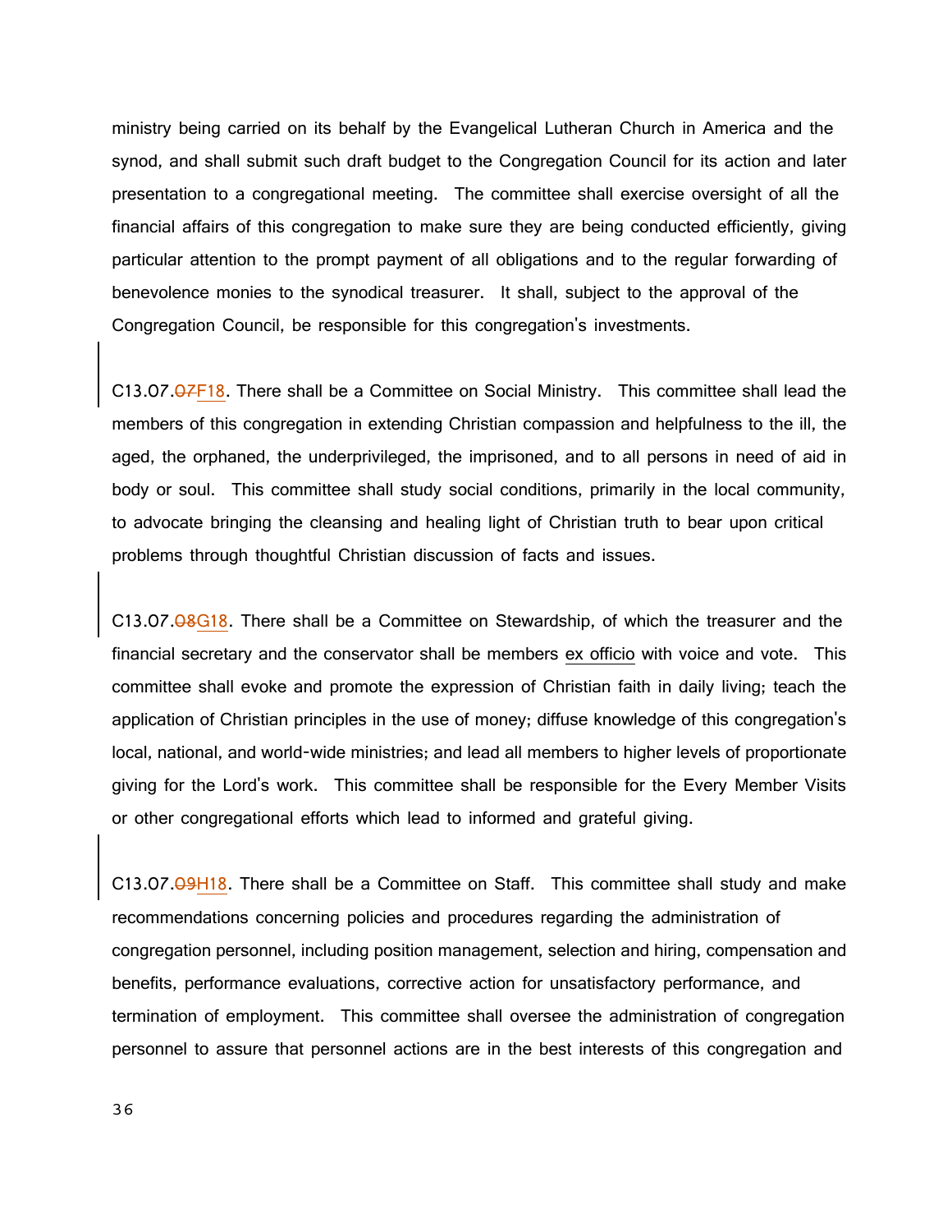ministry being carried on its behalf by the Evangelical Lutheran Church in America and the synod, and shall submit such draft budget to the Congregation Council for its action and later presentation to a congregational meeting. The committee shall exercise oversight of all the financial affairs of this congregation to make sure they are being conducted efficiently, giving particular attention to the prompt payment of all obligations and to the regular forwarding of benevolence monies to the synodical treasurer. It shall, subject to the approval of the Congregation Council, be responsible for this congregation's investments.

C13.07.~~07~~F18. There shall be a Committee on Social Ministry. This committee shall lead the members of this congregation in extending Christian compassion and helpfulness to the ill, the aged, the orphaned, the underprivileged, the imprisoned, and to all persons in need of aid in body or soul. This committee shall study social conditions, primarily in the local community, to advocate bringing the cleansing and healing light of Christian truth to bear upon critical problems through thoughtful Christian discussion of facts and issues.

C13.07.~~08~~G18. There shall be a Committee on Stewardship, of which the treasurer and the financial secretary and the conservator shall be members ex officio with voice and vote. This committee shall evoke and promote the expression of Christian faith in daily living; teach the application of Christian principles in the use of money; diffuse knowledge of this congregation's local, national, and world-wide ministries; and lead all members to higher levels of proportionate giving for the Lord's work. This committee shall be responsible for the Every Member Visits or other congregational efforts which lead to informed and grateful giving.

C13.07.~~09~~H18. There shall be a Committee on Staff. This committee shall study and make recommendations concerning policies and procedures regarding the administration of congregation personnel, including position management, selection and hiring, compensation and benefits, performance evaluations, corrective action for unsatisfactory performance, and termination of employment. This committee shall oversee the administration of congregation personnel to assure that personnel actions are in the best interests of this congregation and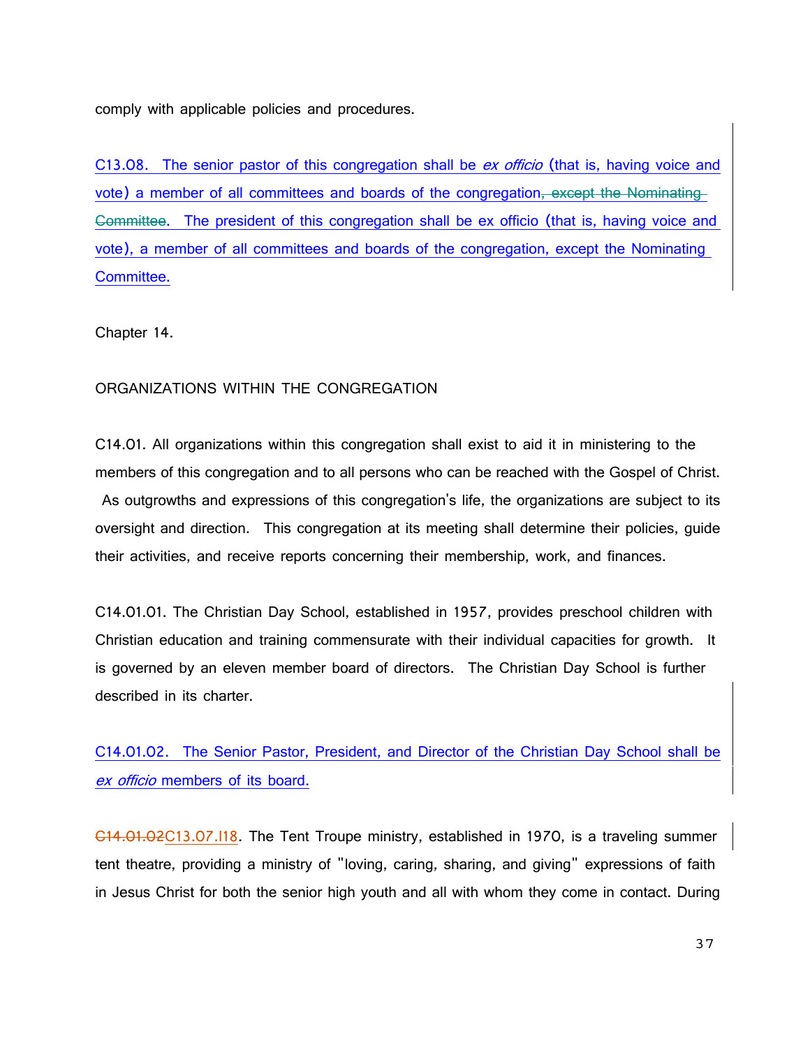comply with applicable policies and procedures.

C13.08. The senior pastor of this congregation shall be *ex officio* (that is, having voice and vote) a member of all committees and boards of the congregation~~, except the Nominating Committee~~. The president of this congregation shall be ex officio (that is, having voice and vote), a member of all committees and boards of the congregation, except the Nominating Committee.

Chapter 14.

ORGANIZATIONS WITHIN THE CONGREGATION

C14.01. All organizations within this congregation shall exist to aid it in ministering to the members of this congregation and to all persons who can be reached with the Gospel of Christ. As outgrowths and expressions of this congregation's life, the organizations are subject to its oversight and direction. This congregation at its meeting shall determine their policies, guide their activities, and receive reports concerning their membership, work, and finances.

C14.01.01. The Christian Day School, established in 1957, provides preschool children with Christian education and training commensurate with their individual capacities for growth. It is governed by an eleven member board of directors. The Christian Day School is further described in its charter.

C14.01.02. The Senior Pastor, President, and Director of the Christian Day School shall be *ex officio* members of its board.

~~C14.01.02~~C13.07.I18. The Tent Troupe ministry, established in 1970, is a traveling summer tent theatre, providing a ministry of "loving, caring, sharing, and giving" expressions of faith in Jesus Christ for both the senior high youth and all with whom they come in contact. During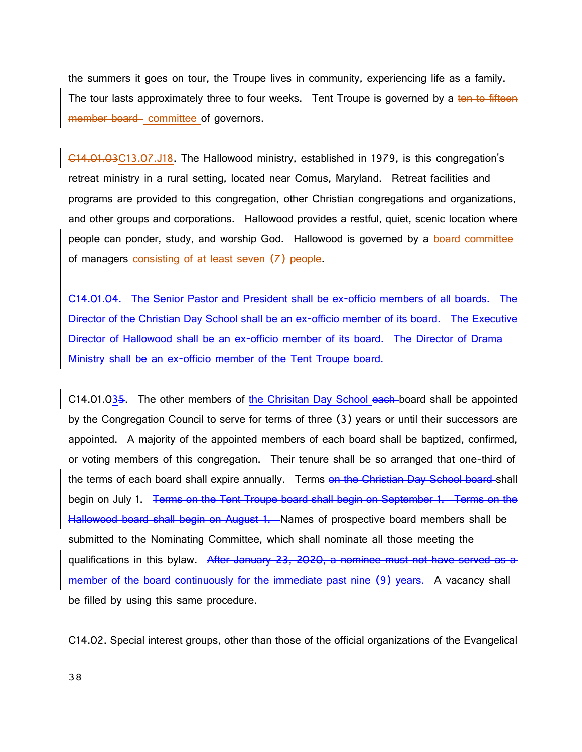the summers it goes on tour, the Troupe lives in community, experiencing life as a family. The tour lasts approximately three to four weeks. Tent Troupe is governed by a ~~ten to fifteen member board~~ committee of governors.

~~C14.01.03~~C13.07.J18. The Hallowood ministry, established in 1979, is this congregation's retreat ministry in a rural setting, located near Comus, Maryland. Retreat facilities and programs are provided to this congregation, other Christian congregations and organizations, and other groups and corporations. Hallowood provides a restful, quiet, scenic location where people can ponder, study, and worship God. Hallowood is governed by a ~~board~~ committee of managers ~~consisting of at least seven (7) people~~.

~~C14.01.04. The Senior Pastor and President shall be ex-officio members of all boards. The Director of the Christian Day School shall be an ex-officio member of its board. The Executive Director of Hallowood shall be an ex-officio member of its board. The Director of Drama Ministry shall be an ex-officio member of the Tent Troupe board.~~

C14.01.03~~5~~. The other members of the Chrisitan Day School ~~each~~ board shall be appointed by the Congregation Council to serve for terms of three (3) years or until their successors are appointed. A majority of the appointed members of each board shall be baptized, confirmed, or voting members of this congregation. Their tenure shall be so arranged that one-third of the terms of each board shall expire annually. Terms ~~on the Christian Day School board~~ shall begin on July 1. ~~Terms on the Tent Troupe board shall begin on September 1. Terms on the Hallowood board shall begin on August 1.~~ Names of prospective board members shall be submitted to the Nominating Committee, which shall nominate all those meeting the qualifications in this bylaw. ~~After January 23, 2020, a nominee must not have served as a member of the board continuously for the immediate past nine (9) years.~~ A vacancy shall be filled by using this same procedure.

C14.02. Special interest groups, other than those of the official organizations of the Evangelical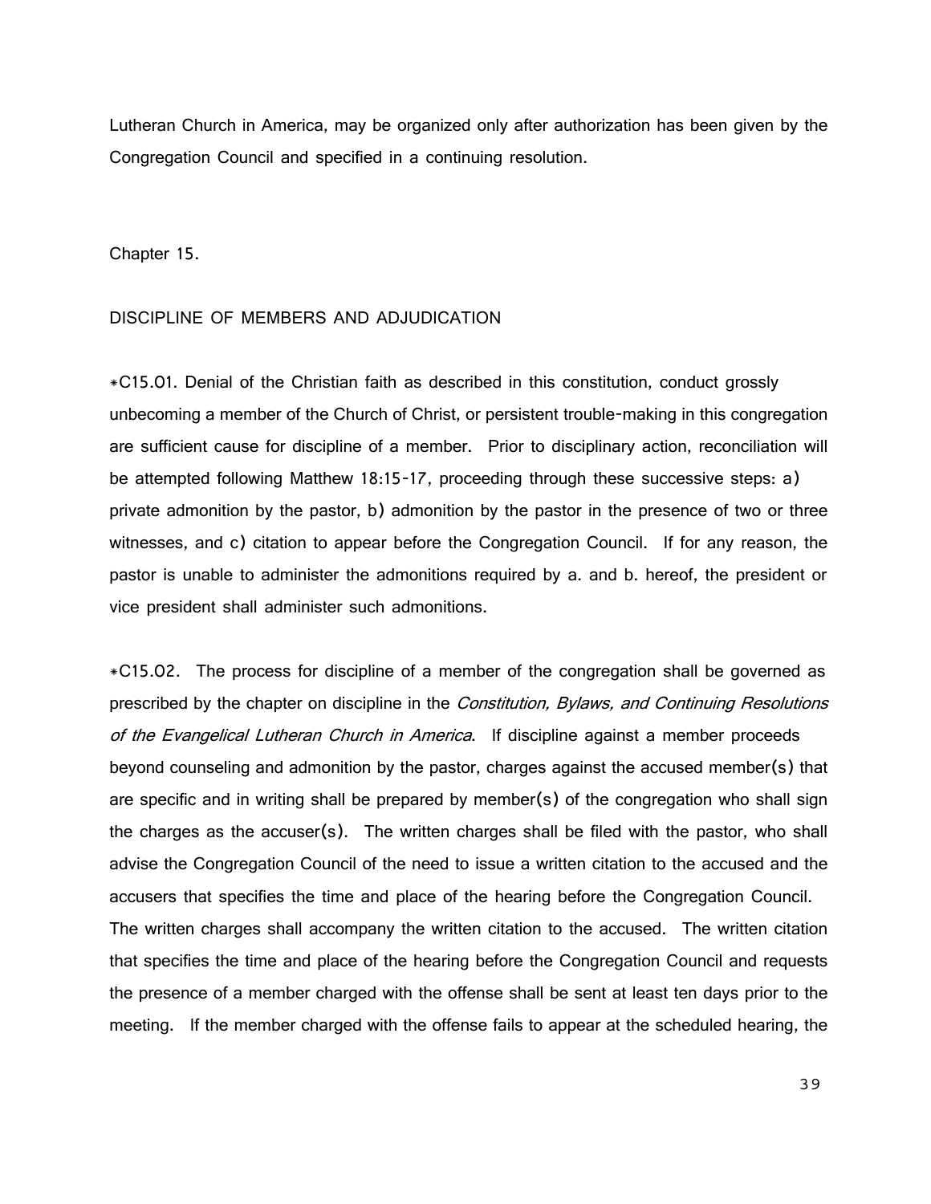Lutheran Church in America, may be organized only after authorization has been given by the Congregation Council and specified in a continuing resolution.

## Chapter 15.

## DISCIPLINE OF MEMBERS AND ADJUDICATION

*C15.01. Denial of the Christian faith as described in this constitution, conduct grossly unbecoming a member of the Church of Christ, or persistent trouble-making in this congregation are sufficient cause for discipline of a member. Prior to disciplinary action, reconciliation will be attempted following Matthew 18:15-17, proceeding through these successive steps: a) private admonition by the pastor, b) admonition by the pastor in the presence of two or three witnesses, and c) citation to appear before the Congregation Council. If for any reason, the pastor is unable to administer the admonitions required by a. and b. hereof, the president or vice president shall administer such admonitions.

*C15.02. The process for discipline of a member of the congregation shall be governed as prescribed by the chapter on discipline in the *Constitution, Bylaws, and Continuing Resolutions of the Evangelical Lutheran Church in America*. If discipline against a member proceeds beyond counseling and admonition by the pastor, charges against the accused member(s) that are specific and in writing shall be prepared by member(s) of the congregation who shall sign the charges as the accuser(s). The written charges shall be filed with the pastor, who shall advise the Congregation Council of the need to issue a written citation to the accused and the accusers that specifies the time and place of the hearing before the Congregation Council. The written charges shall accompany the written citation to the accused. The written citation that specifies the time and place of the hearing before the Congregation Council and requests the presence of a member charged with the offense shall be sent at least ten days prior to the meeting. If the member charged with the offense fails to appear at the scheduled hearing, the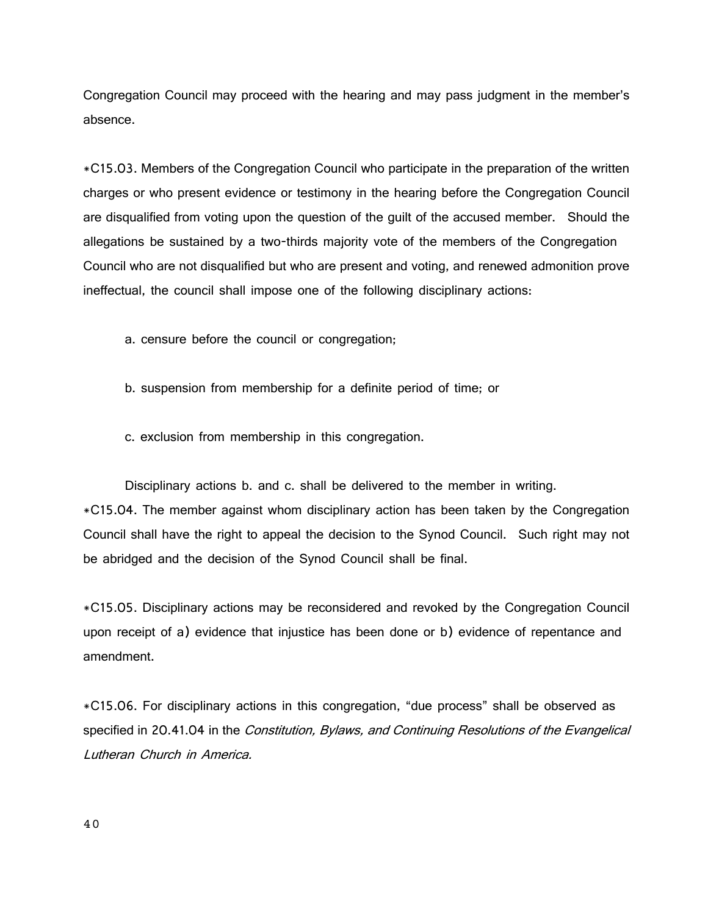Congregation Council may proceed with the hearing and may pass judgment in the member's absence.

*C15.03. Members of the Congregation Council who participate in the preparation of the written charges or who present evidence or testimony in the hearing before the Congregation Council are disqualified from voting upon the question of the guilt of the accused member. Should the allegations be sustained by a two-thirds majority vote of the members of the Congregation Council who are not disqualified but who are present and voting, and renewed admonition prove ineffectual, the council shall impose one of the following disciplinary actions:

a. censure before the council or congregation;

b. suspension from membership for a definite period of time; or

c. exclusion from membership in this congregation.

Disciplinary actions b. and c. shall be delivered to the member in writing.

*C15.04. The member against whom disciplinary action has been taken by the Congregation Council shall have the right to appeal the decision to the Synod Council. Such right may not be abridged and the decision of the Synod Council shall be final.

*C15.05. Disciplinary actions may be reconsidered and revoked by the Congregation Council upon receipt of a) evidence that injustice has been done or b) evidence of repentance and amendment.

*C15.06. For disciplinary actions in this congregation, "due process" shall be observed as specified in 20.41.04 in the *Constitution, Bylaws, and Continuing Resolutions of the Evangelical Lutheran Church in America.*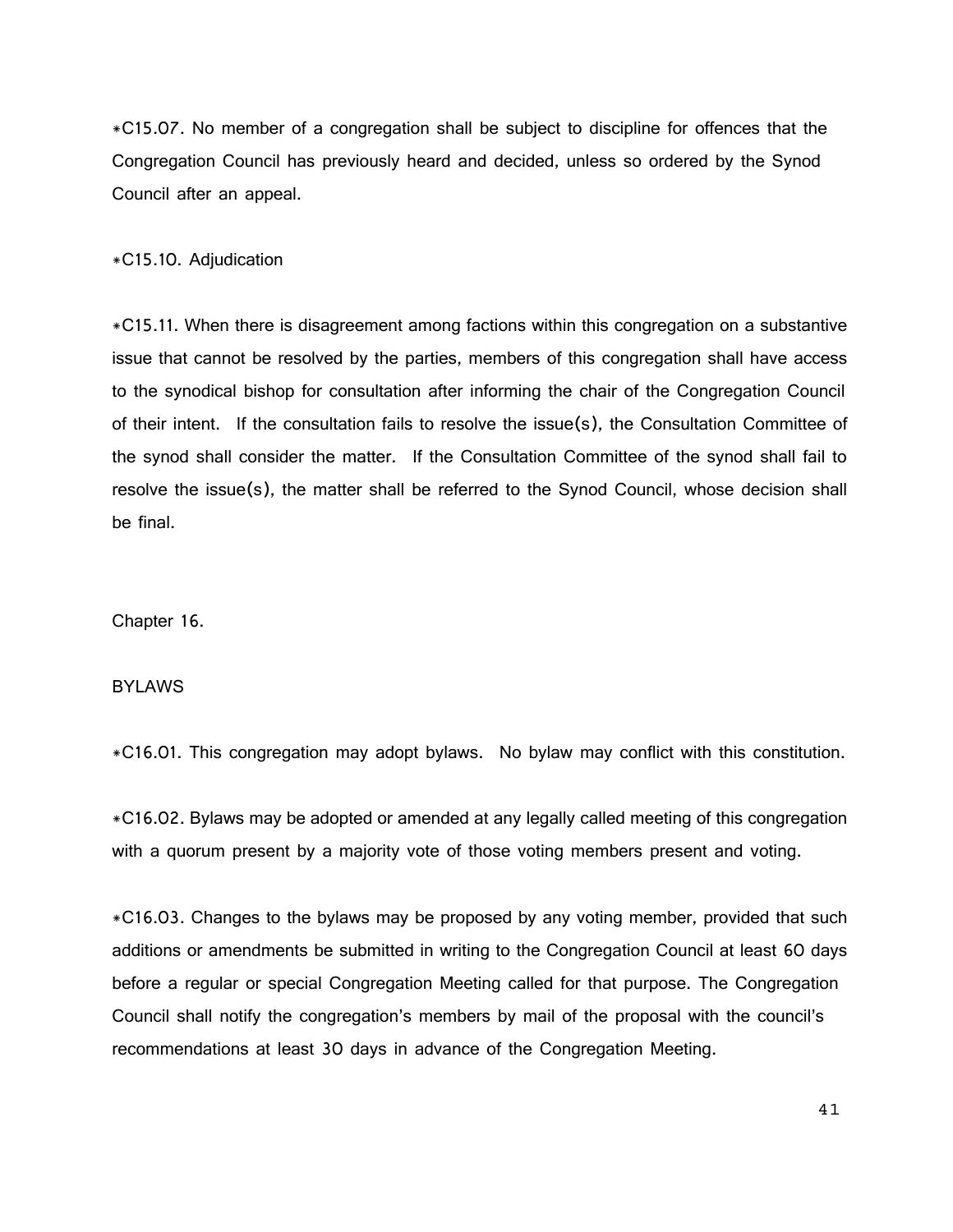*C15.07. No member of a congregation shall be subject to discipline for offences that the Congregation Council has previously heard and decided, unless so ordered by the Synod Council after an appeal.

*C15.10. Adjudication

*C15.11. When there is disagreement among factions within this congregation on a substantive issue that cannot be resolved by the parties, members of this congregation shall have access to the synodical bishop for consultation after informing the chair of the Congregation Council of their intent. If the consultation fails to resolve the issue(s), the Consultation Committee of the synod shall consider the matter. If the Consultation Committee of the synod shall fail to resolve the issue(s), the matter shall be referred to the Synod Council, whose decision shall be final.

## Chapter 16.

## BYLAWS

*C16.01. This congregation may adopt bylaws. No bylaw may conflict with this constitution.

*C16.02. Bylaws may be adopted or amended at any legally called meeting of this congregation with a quorum present by a majority vote of those voting members present and voting.

*C16.03. Changes to the bylaws may be proposed by any voting member, provided that such additions or amendments be submitted in writing to the Congregation Council at least 60 days before a regular or special Congregation Meeting called for that purpose. The Congregation Council shall notify the congregation's members by mail of the proposal with the council's recommendations at least 30 days in advance of the Congregation Meeting.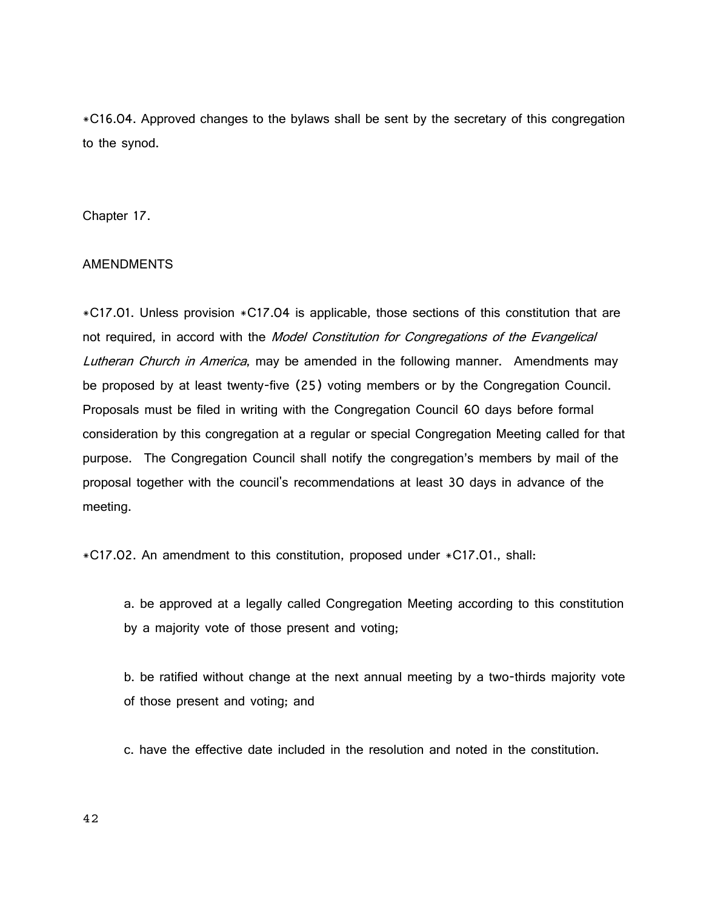*C16.04. Approved changes to the bylaws shall be sent by the secretary of this congregation to the synod.

## Chapter 17.

## AMENDMENTS

*C17.01. Unless provision *C17.04 is applicable, those sections of this constitution that are not required, in accord with the *Model Constitution for Congregations of the Evangelical Lutheran Church in America*, may be amended in the following manner. Amendments may be proposed by at least twenty-five (25) voting members or by the Congregation Council. Proposals must be filed in writing with the Congregation Council 60 days before formal consideration by this congregation at a regular or special Congregation Meeting called for that purpose. The Congregation Council shall notify the congregation's members by mail of the proposal together with the council's recommendations at least 30 days in advance of the meeting.

*C17.02. An amendment to this constitution, proposed under *C17.01., shall:

a. be approved at a legally called Congregation Meeting according to this constitution by a majority vote of those present and voting;

b. be ratified without change at the next annual meeting by a two-thirds majority vote of those present and voting; and

c. have the effective date included in the resolution and noted in the constitution.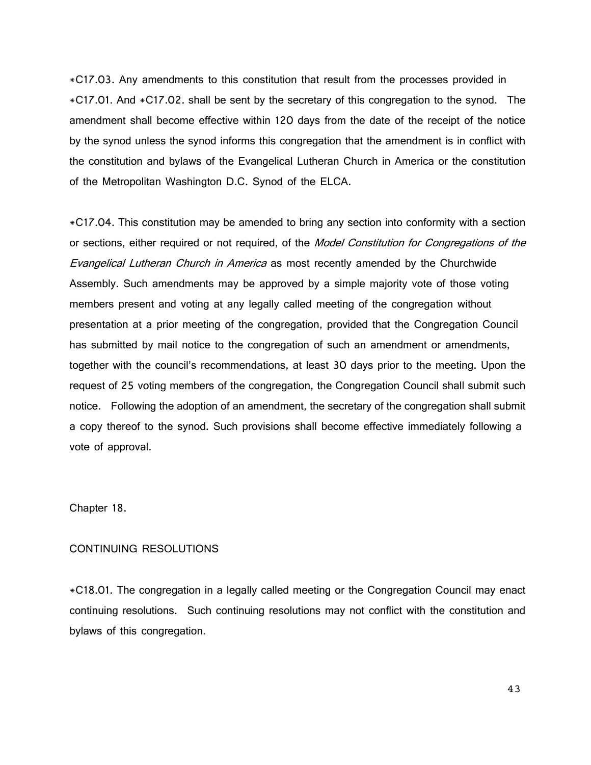*C17.03. Any amendments to this constitution that result from the processes provided in *C17.01. And *C17.02. shall be sent by the secretary of this congregation to the synod. The amendment shall become effective within 120 days from the date of the receipt of the notice by the synod unless the synod informs this congregation that the amendment is in conflict with the constitution and bylaws of the Evangelical Lutheran Church in America or the constitution of the Metropolitan Washington D.C. Synod of the ELCA.

*C17.04. This constitution may be amended to bring any section into conformity with a section or sections, either required or not required, of the *Model Constitution for Congregations of the Evangelical Lutheran Church in America* as most recently amended by the Churchwide Assembly. Such amendments may be approved by a simple majority vote of those voting members present and voting at any legally called meeting of the congregation without presentation at a prior meeting of the congregation, provided that the Congregation Council has submitted by mail notice to the congregation of such an amendment or amendments, together with the council's recommendations, at least 30 days prior to the meeting. Upon the request of 25 voting members of the congregation, the Congregation Council shall submit such notice. Following the adoption of an amendment, the secretary of the congregation shall submit a copy thereof to the synod. Such provisions shall become effective immediately following a vote of approval.

## Chapter 18.

## CONTINUING RESOLUTIONS

*C18.01. The congregation in a legally called meeting or the Congregation Council may enact continuing resolutions. Such continuing resolutions may not conflict with the constitution and bylaws of this congregation.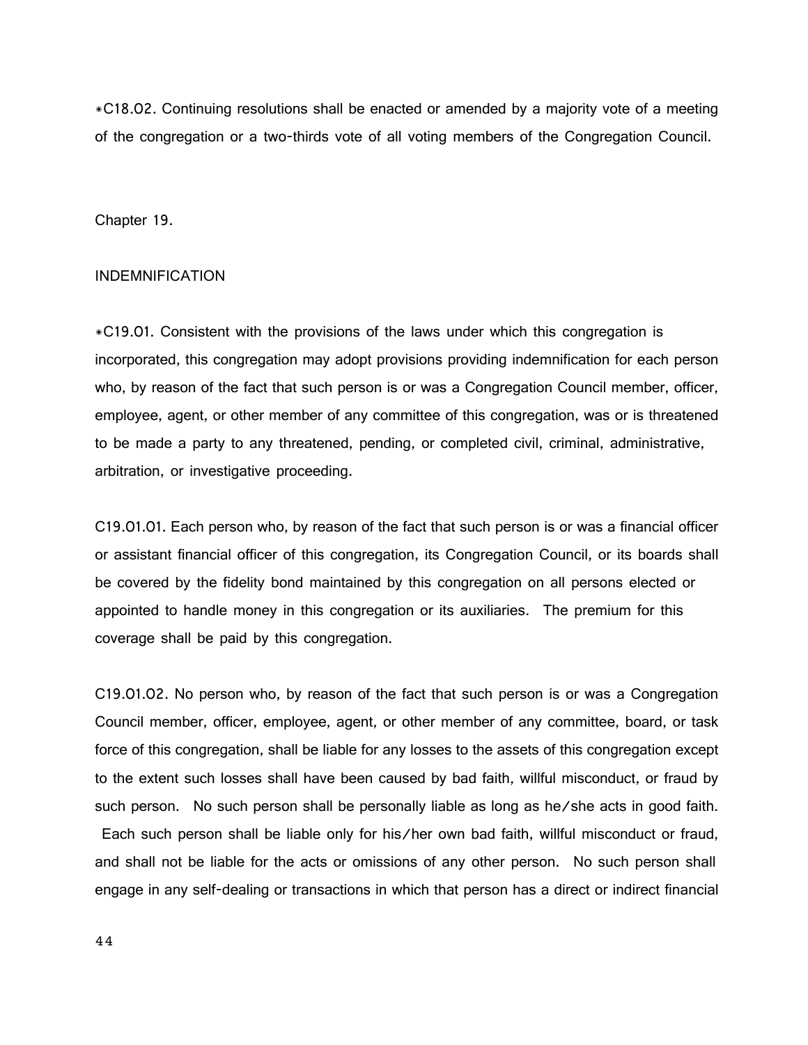*C18.02. Continuing resolutions shall be enacted or amended by a majority vote of a meeting of the congregation or a two-thirds vote of all voting members of the Congregation Council.

Chapter 19.

INDEMNIFICATION

*C19.01. Consistent with the provisions of the laws under which this congregation is incorporated, this congregation may adopt provisions providing indemnification for each person who, by reason of the fact that such person is or was a Congregation Council member, officer, employee, agent, or other member of any committee of this congregation, was or is threatened to be made a party to any threatened, pending, or completed civil, criminal, administrative, arbitration, or investigative proceeding.

C19.01.01. Each person who, by reason of the fact that such person is or was a financial officer or assistant financial officer of this congregation, its Congregation Council, or its boards shall be covered by the fidelity bond maintained by this congregation on all persons elected or appointed to handle money in this congregation or its auxiliaries. The premium for this coverage shall be paid by this congregation.

C19.01.02. No person who, by reason of the fact that such person is or was a Congregation Council member, officer, employee, agent, or other member of any committee, board, or task force of this congregation, shall be liable for any losses to the assets of this congregation except to the extent such losses shall have been caused by bad faith, willful misconduct, or fraud by such person. No such person shall be personally liable as long as he/she acts in good faith. Each such person shall be liable only for his/her own bad faith, willful misconduct or fraud, and shall not be liable for the acts or omissions of any other person. No such person shall engage in any self-dealing or transactions in which that person has a direct or indirect financial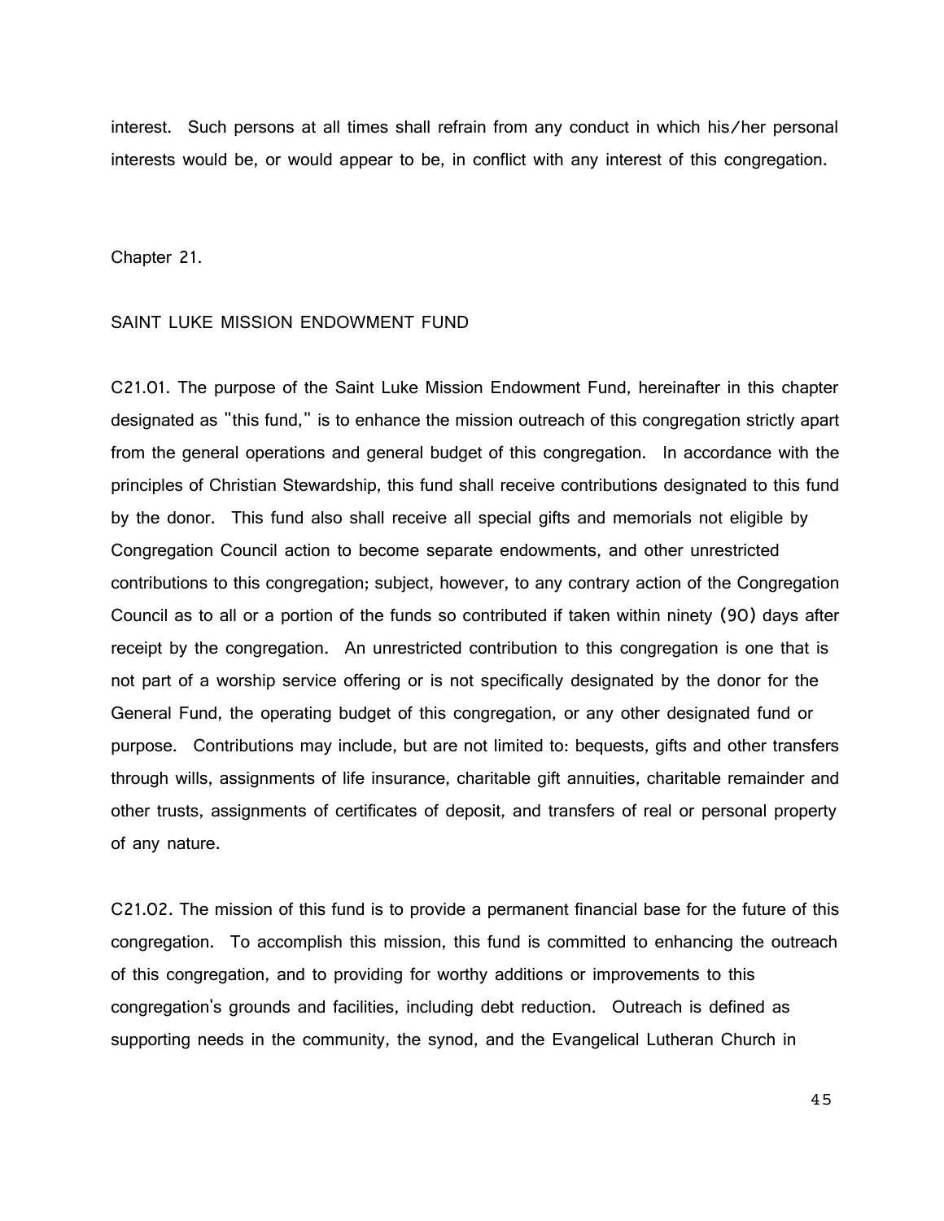interest. Such persons at all times shall refrain from any conduct in which his/her personal interests would be, or would appear to be, in conflict with any interest of this congregation.

## Chapter 21.

## SAINT LUKE MISSION ENDOWMENT FUND

C21.01. The purpose of the Saint Luke Mission Endowment Fund, hereinafter in this chapter designated as "this fund," is to enhance the mission outreach of this congregation strictly apart from the general operations and general budget of this congregation. In accordance with the principles of Christian Stewardship, this fund shall receive contributions designated to this fund by the donor. This fund also shall receive all special gifts and memorials not eligible by Congregation Council action to become separate endowments, and other unrestricted contributions to this congregation; subject, however, to any contrary action of the Congregation Council as to all or a portion of the funds so contributed if taken within ninety (90) days after receipt by the congregation. An unrestricted contribution to this congregation is one that is not part of a worship service offering or is not specifically designated by the donor for the General Fund, the operating budget of this congregation, or any other designated fund or purpose. Contributions may include, but are not limited to: bequests, gifts and other transfers through wills, assignments of life insurance, charitable gift annuities, charitable remainder and other trusts, assignments of certificates of deposit, and transfers of real or personal property of any nature.

C21.02. The mission of this fund is to provide a permanent financial base for the future of this congregation. To accomplish this mission, this fund is committed to enhancing the outreach of this congregation, and to providing for worthy additions or improvements to this congregation's grounds and facilities, including debt reduction. Outreach is defined as supporting needs in the community, the synod, and the Evangelical Lutheran Church in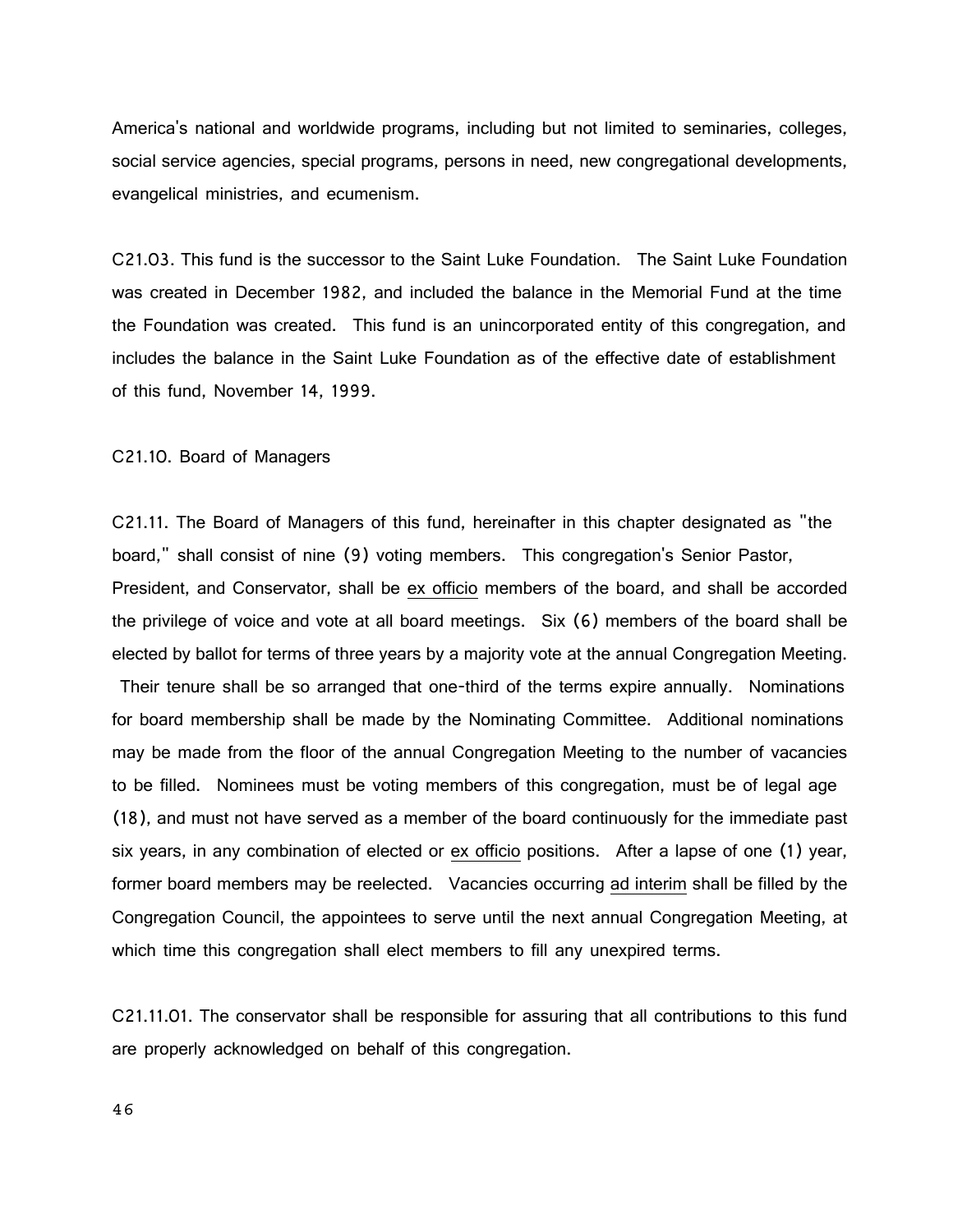America's national and worldwide programs, including but not limited to seminaries, colleges, social service agencies, special programs, persons in need, new congregational developments, evangelical ministries, and ecumenism.

C21.03. This fund is the successor to the Saint Luke Foundation. The Saint Luke Foundation was created in December 1982, and included the balance in the Memorial Fund at the time the Foundation was created. This fund is an unincorporated entity of this congregation, and includes the balance in the Saint Luke Foundation as of the effective date of establishment of this fund, November 14, 1999.

C21.10. Board of Managers

C21.11. The Board of Managers of this fund, hereinafter in this chapter designated as "the board," shall consist of nine (9) voting members. This congregation's Senior Pastor, President, and Conservator, shall be <u>ex officio</u> members of the board, and shall be accorded the privilege of voice and vote at all board meetings. Six (6) members of the board shall be elected by ballot for terms of three years by a majority vote at the annual Congregation Meeting. Their tenure shall be so arranged that one-third of the terms expire annually. Nominations for board membership shall be made by the Nominating Committee. Additional nominations may be made from the floor of the annual Congregation Meeting to the number of vacancies to be filled. Nominees must be voting members of this congregation, must be of legal age (18), and must not have served as a member of the board continuously for the immediate past six years, in any combination of elected or <u>ex officio</u> positions. After a lapse of one (1) year, former board members may be reelected. Vacancies occurring <u>ad interim</u> shall be filled by the Congregation Council, the appointees to serve until the next annual Congregation Meeting, at which time this congregation shall elect members to fill any unexpired terms.

C21.11.01. The conservator shall be responsible for assuring that all contributions to this fund are properly acknowledged on behalf of this congregation.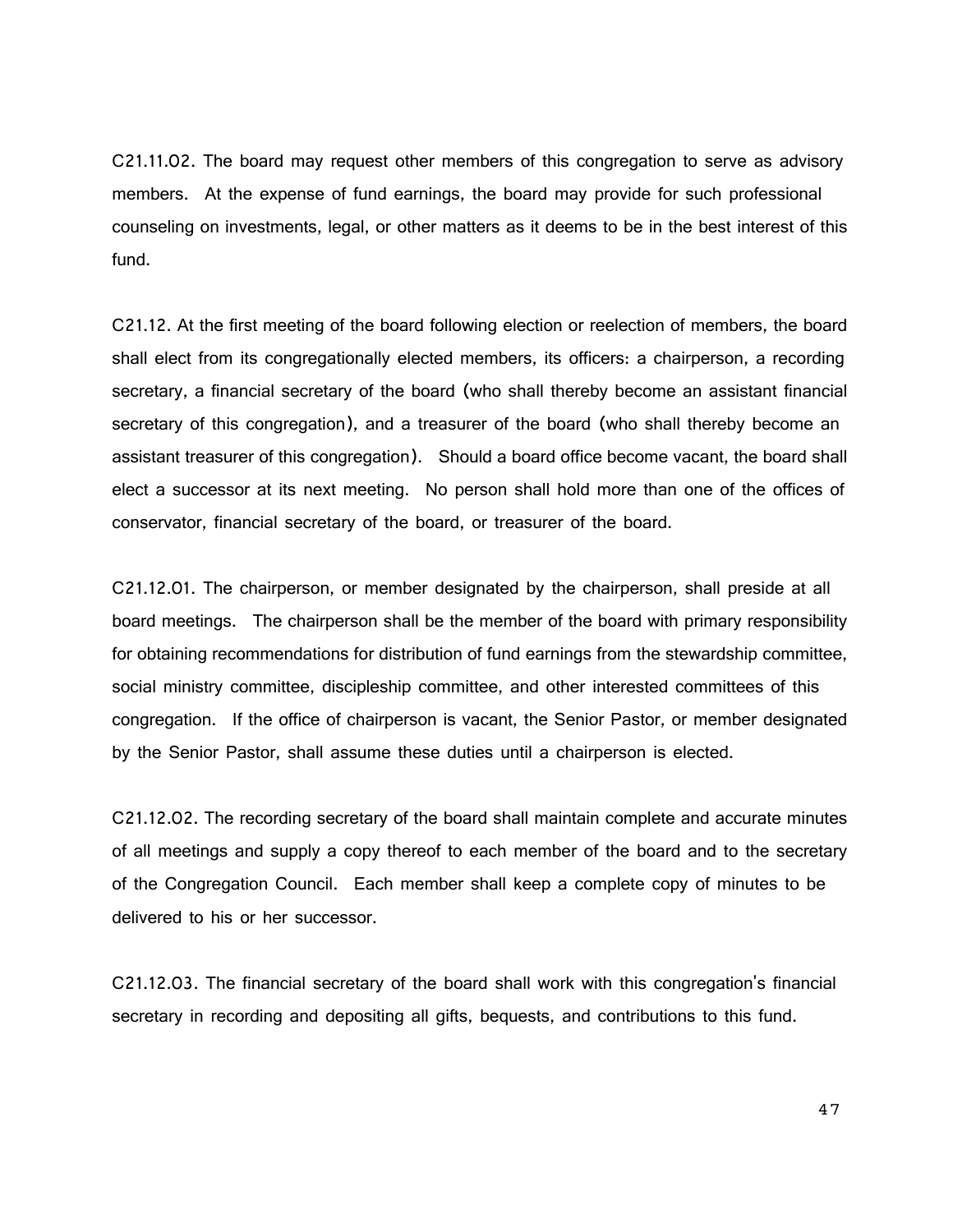C21.11.02. The board may request other members of this congregation to serve as advisory members. At the expense of fund earnings, the board may provide for such professional counseling on investments, legal, or other matters as it deems to be in the best interest of this fund.

C21.12. At the first meeting of the board following election or reelection of members, the board shall elect from its congregationally elected members, its officers: a chairperson, a recording secretary, a financial secretary of the board (who shall thereby become an assistant financial secretary of this congregation), and a treasurer of the board (who shall thereby become an assistant treasurer of this congregation). Should a board office become vacant, the board shall elect a successor at its next meeting. No person shall hold more than one of the offices of conservator, financial secretary of the board, or treasurer of the board.

C21.12.01. The chairperson, or member designated by the chairperson, shall preside at all board meetings. The chairperson shall be the member of the board with primary responsibility for obtaining recommendations for distribution of fund earnings from the stewardship committee, social ministry committee, discipleship committee, and other interested committees of this congregation. If the office of chairperson is vacant, the Senior Pastor, or member designated by the Senior Pastor, shall assume these duties until a chairperson is elected.

C21.12.02. The recording secretary of the board shall maintain complete and accurate minutes of all meetings and supply a copy thereof to each member of the board and to the secretary of the Congregation Council. Each member shall keep a complete copy of minutes to be delivered to his or her successor.

C21.12.03. The financial secretary of the board shall work with this congregation's financial secretary in recording and depositing all gifts, bequests, and contributions to this fund.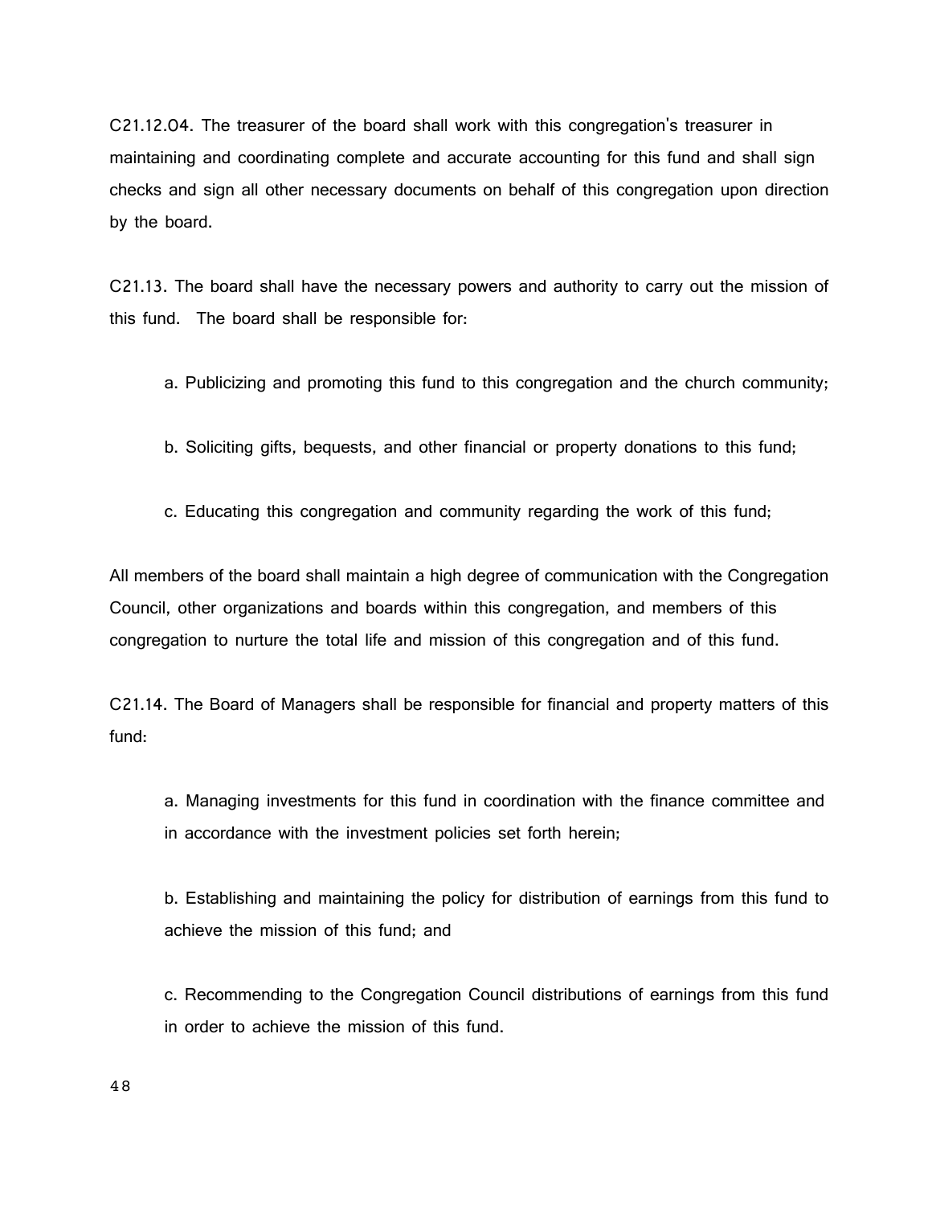C21.12.04. The treasurer of the board shall work with this congregation's treasurer in maintaining and coordinating complete and accurate accounting for this fund and shall sign checks and sign all other necessary documents on behalf of this congregation upon direction by the board.

C21.13. The board shall have the necessary powers and authority to carry out the mission of this fund. The board shall be responsible for:

a. Publicizing and promoting this fund to this congregation and the church community;

b. Soliciting gifts, bequests, and other financial or property donations to this fund;

c. Educating this congregation and community regarding the work of this fund;

All members of the board shall maintain a high degree of communication with the Congregation Council, other organizations and boards within this congregation, and members of this congregation to nurture the total life and mission of this congregation and of this fund.

C21.14. The Board of Managers shall be responsible for financial and property matters of this fund:

a. Managing investments for this fund in coordination with the finance committee and in accordance with the investment policies set forth herein;

b. Establishing and maintaining the policy for distribution of earnings from this fund to achieve the mission of this fund; and

c. Recommending to the Congregation Council distributions of earnings from this fund in order to achieve the mission of this fund.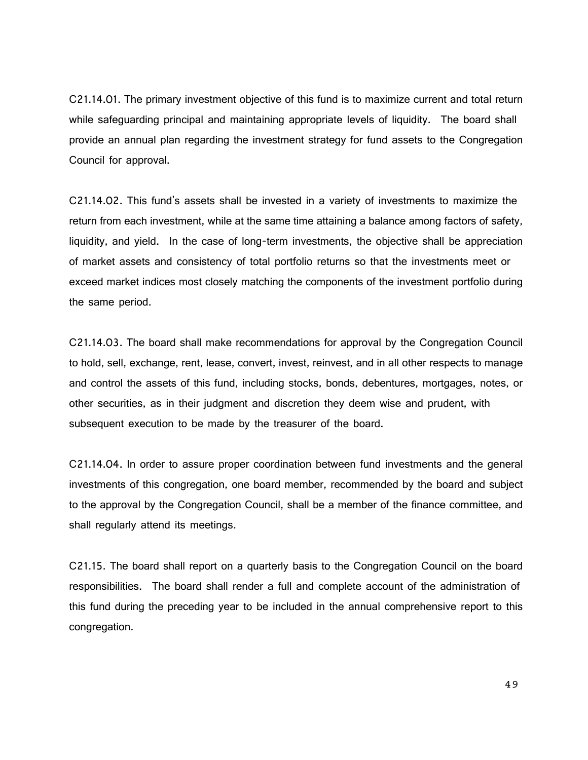C21.14.01. The primary investment objective of this fund is to maximize current and total return while safeguarding principal and maintaining appropriate levels of liquidity. The board shall provide an annual plan regarding the investment strategy for fund assets to the Congregation Council for approval.

C21.14.02. This fund's assets shall be invested in a variety of investments to maximize the return from each investment, while at the same time attaining a balance among factors of safety, liquidity, and yield. In the case of long-term investments, the objective shall be appreciation of market assets and consistency of total portfolio returns so that the investments meet or exceed market indices most closely matching the components of the investment portfolio during the same period.

C21.14.03. The board shall make recommendations for approval by the Congregation Council to hold, sell, exchange, rent, lease, convert, invest, reinvest, and in all other respects to manage and control the assets of this fund, including stocks, bonds, debentures, mortgages, notes, or other securities, as in their judgment and discretion they deem wise and prudent, with subsequent execution to be made by the treasurer of the board.

C21.14.04. In order to assure proper coordination between fund investments and the general investments of this congregation, one board member, recommended by the board and subject to the approval by the Congregation Council, shall be a member of the finance committee, and shall regularly attend its meetings.

C21.15. The board shall report on a quarterly basis to the Congregation Council on the board responsibilities. The board shall render a full and complete account of the administration of this fund during the preceding year to be included in the annual comprehensive report to this congregation.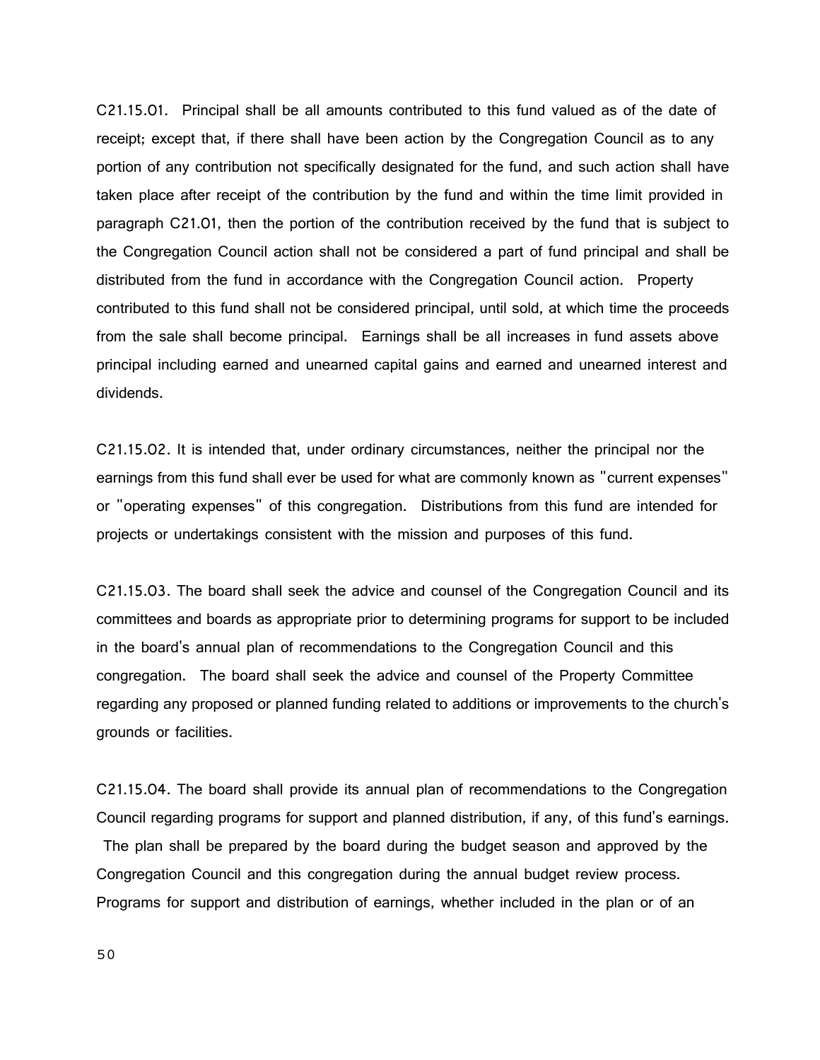C21.15.01. Principal shall be all amounts contributed to this fund valued as of the date of receipt; except that, if there shall have been action by the Congregation Council as to any portion of any contribution not specifically designated for the fund, and such action shall have taken place after receipt of the contribution by the fund and within the time limit provided in paragraph C21.01, then the portion of the contribution received by the fund that is subject to the Congregation Council action shall not be considered a part of fund principal and shall be distributed from the fund in accordance with the Congregation Council action. Property contributed to this fund shall not be considered principal, until sold, at which time the proceeds from the sale shall become principal. Earnings shall be all increases in fund assets above principal including earned and unearned capital gains and earned and unearned interest and dividends.

C21.15.02. It is intended that, under ordinary circumstances, neither the principal nor the earnings from this fund shall ever be used for what are commonly known as "current expenses" or "operating expenses" of this congregation. Distributions from this fund are intended for projects or undertakings consistent with the mission and purposes of this fund.

C21.15.03. The board shall seek the advice and counsel of the Congregation Council and its committees and boards as appropriate prior to determining programs for support to be included in the board's annual plan of recommendations to the Congregation Council and this congregation. The board shall seek the advice and counsel of the Property Committee regarding any proposed or planned funding related to additions or improvements to the church's grounds or facilities.

C21.15.04. The board shall provide its annual plan of recommendations to the Congregation Council regarding programs for support and planned distribution, if any, of this fund's earnings. The plan shall be prepared by the board during the budget season and approved by the Congregation Council and this congregation during the annual budget review process. Programs for support and distribution of earnings, whether included in the plan or of an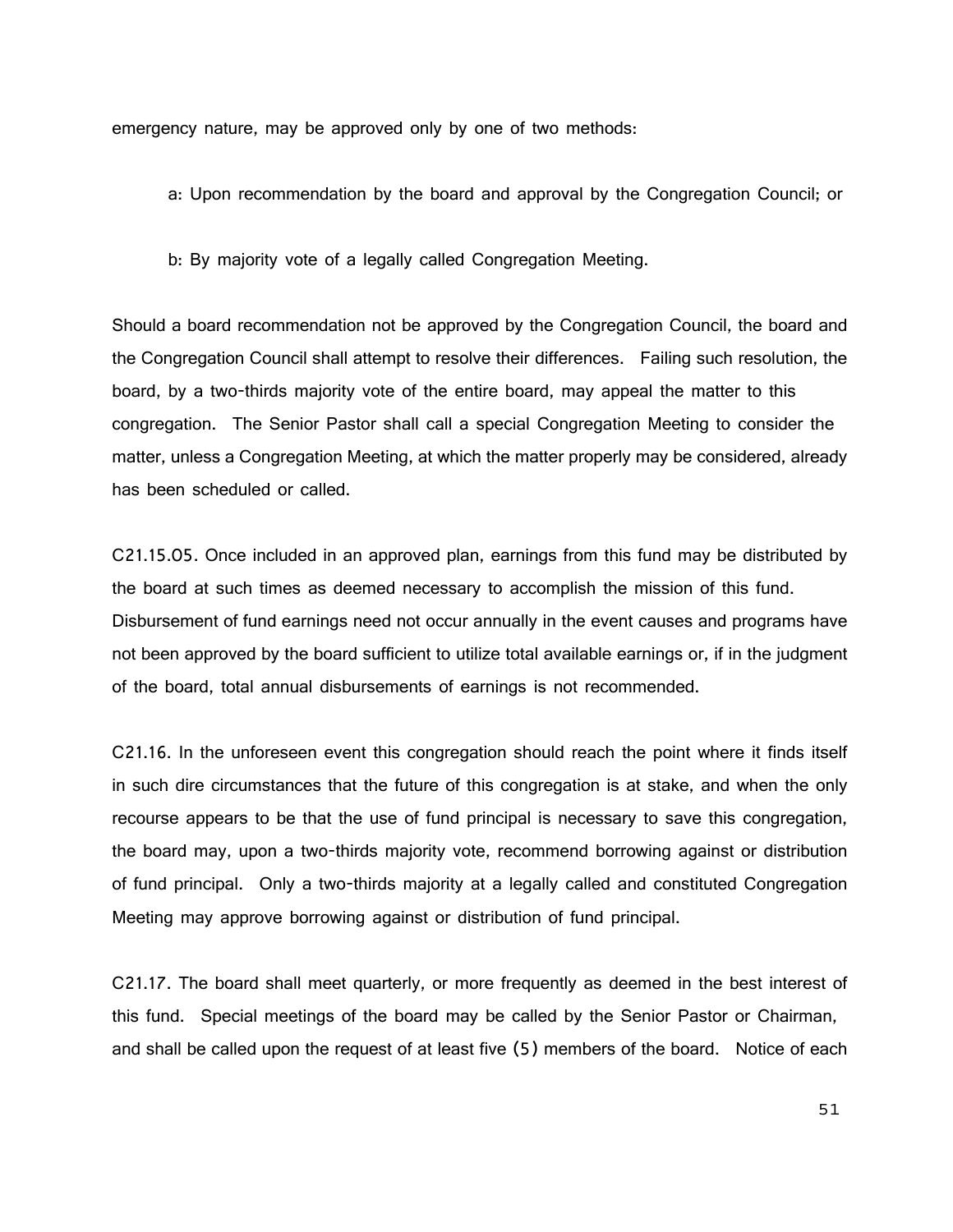emergency nature, may be approved only by one of two methods:

a: Upon recommendation by the board and approval by the Congregation Council; or

b: By majority vote of a legally called Congregation Meeting.

Should a board recommendation not be approved by the Congregation Council, the board and the Congregation Council shall attempt to resolve their differences. Failing such resolution, the board, by a two-thirds majority vote of the entire board, may appeal the matter to this congregation. The Senior Pastor shall call a special Congregation Meeting to consider the matter, unless a Congregation Meeting, at which the matter properly may be considered, already has been scheduled or called.

C21.15.05. Once included in an approved plan, earnings from this fund may be distributed by the board at such times as deemed necessary to accomplish the mission of this fund. Disbursement of fund earnings need not occur annually in the event causes and programs have not been approved by the board sufficient to utilize total available earnings or, if in the judgment of the board, total annual disbursements of earnings is not recommended.

C21.16. In the unforeseen event this congregation should reach the point where it finds itself in such dire circumstances that the future of this congregation is at stake, and when the only recourse appears to be that the use of fund principal is necessary to save this congregation, the board may, upon a two-thirds majority vote, recommend borrowing against or distribution of fund principal. Only a two-thirds majority at a legally called and constituted Congregation Meeting may approve borrowing against or distribution of fund principal.

C21.17. The board shall meet quarterly, or more frequently as deemed in the best interest of this fund. Special meetings of the board may be called by the Senior Pastor or Chairman, and shall be called upon the request of at least five (5) members of the board. Notice of each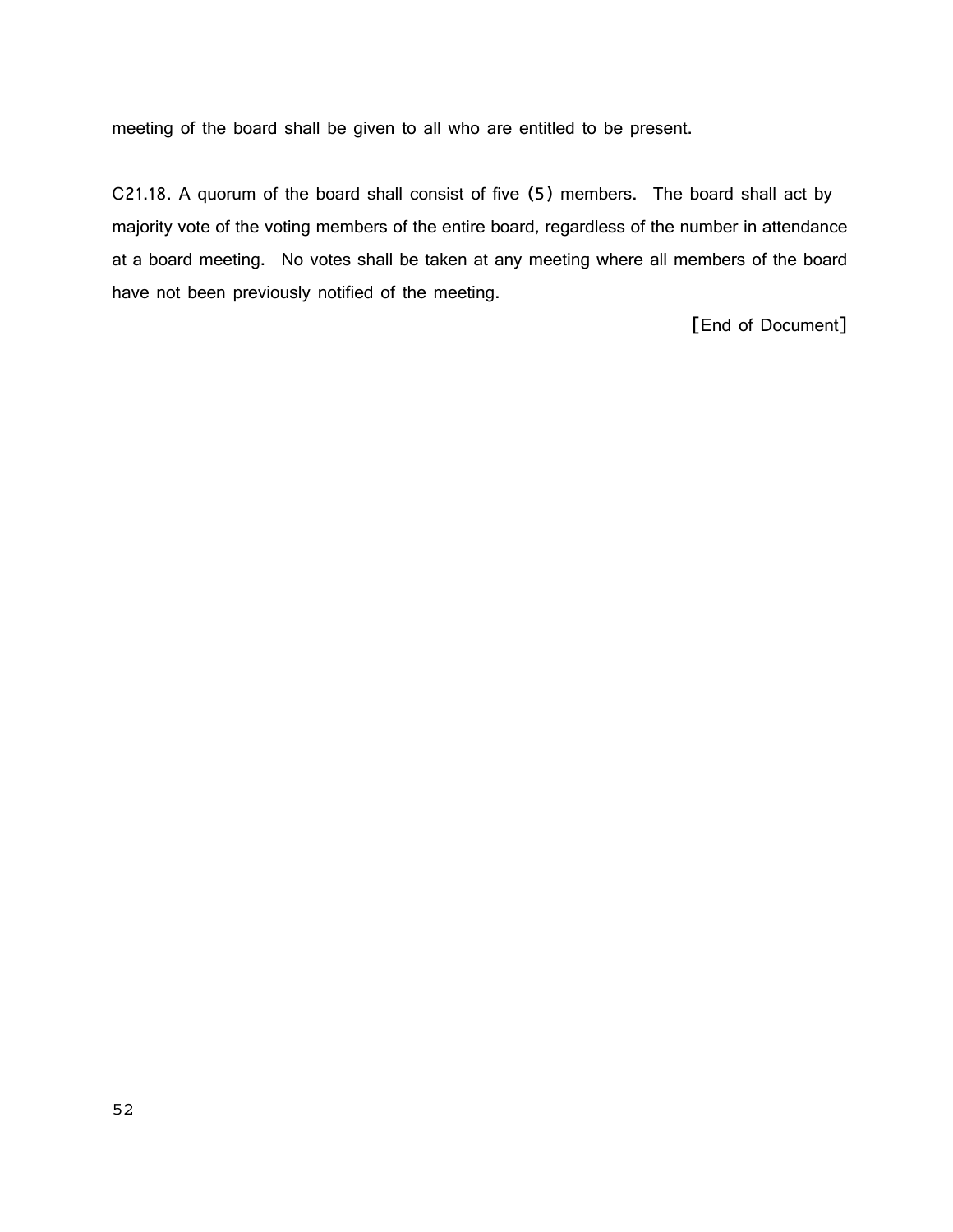meeting of the board shall be given to all who are entitled to be present.

C21.18. A quorum of the board shall consist of five (5) members. The board shall act by majority vote of the voting members of the entire board, regardless of the number in attendance at a board meeting. No votes shall be taken at any meeting where all members of the board have not been previously notified of the meeting.

[End of Document]